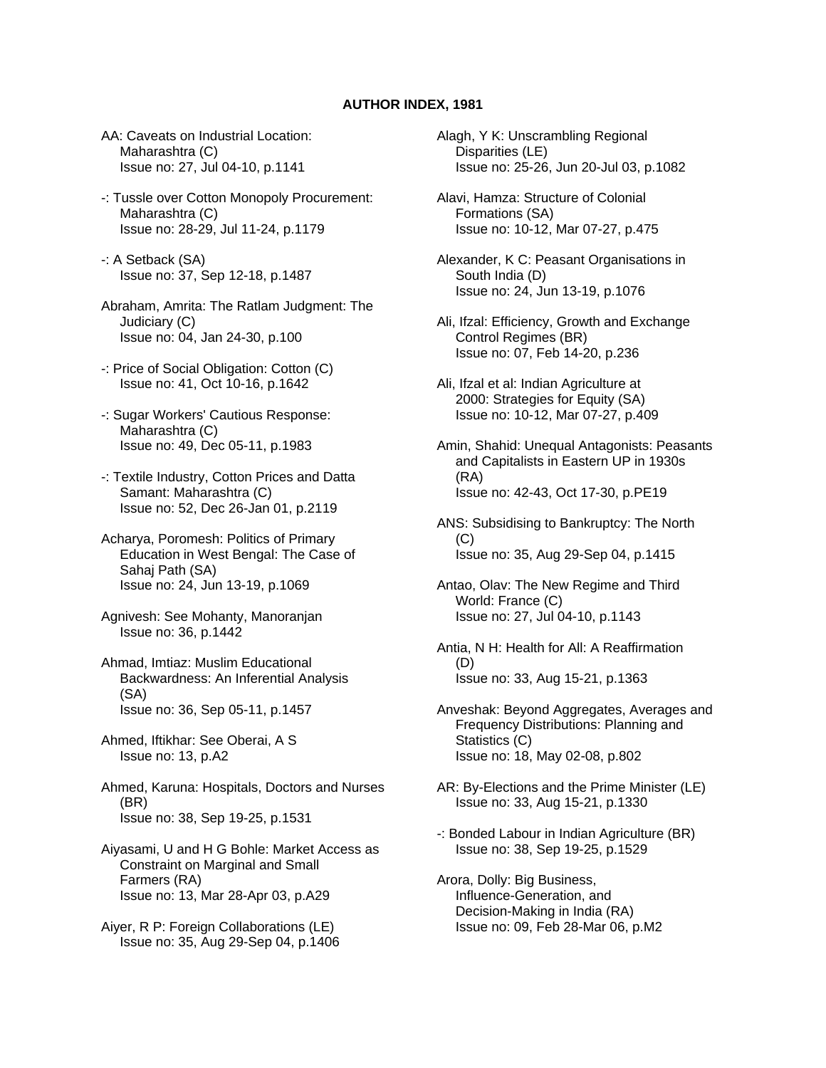## AUTHOR INDEX, 1981

AA: Caveats on Industrial Location: Maharashtra (C)
Issue no: 27, Jul 04-10, p.1141

-: Tussle over Cotton Monopoly Procurement: Maharashtra (C)
Issue no: 28-29, Jul 11-24, p.1179

-: A Setback (SA)
Issue no: 37, Sep 12-18, p.1487

Abraham, Amrita: The Ratlam Judgment: The Judiciary (C)
Issue no: 04, Jan 24-30, p.100

-: Price of Social Obligation: Cotton (C)
Issue no: 41, Oct 10-16, p.1642

-: Sugar Workers' Cautious Response: Maharashtra (C)
Issue no: 49, Dec 05-11, p.1983

-: Textile Industry, Cotton Prices and Datta Samant: Maharashtra (C)
Issue no: 52, Dec 26-Jan 01, p.2119

Acharya, Poromesh: Politics of Primary Education in West Bengal: The Case of Sahaj Path (SA)
Issue no: 24, Jun 13-19, p.1069

Agnivesh: See Mohanty, Manoranjan
Issue no: 36, p.1442

Ahmad, Imtiaz: Muslim Educational Backwardness: An Inferential Analysis (SA)
Issue no: 36, Sep 05-11, p.1457

Ahmed, Iftikhar: See Oberai, A S
Issue no: 13, p.A2

Ahmed, Karuna: Hospitals, Doctors and Nurses (BR)
Issue no: 38, Sep 19-25, p.1531

Aiyasami, U and H G Bohle: Market Access as Constraint on Marginal and Small Farmers (RA)
Issue no: 13, Mar 28-Apr 03, p.A29

Aiyer, R P: Foreign Collaborations (LE)
Issue no: 35, Aug 29-Sep 04, p.1406

Alagh, Y K: Unscrambling Regional Disparities (LE)
Issue no: 25-26, Jun 20-Jul 03, p.1082

Alavi, Hamza: Structure of Colonial Formations (SA)
Issue no: 10-12, Mar 07-27, p.475

Alexander, K C: Peasant Organisations in South India (D)
Issue no: 24, Jun 13-19, p.1076

Ali, Ifzal: Efficiency, Growth and Exchange Control Regimes (BR)
Issue no: 07, Feb 14-20, p.236

Ali, Ifzal et al: Indian Agriculture at 2000: Strategies for Equity (SA)
Issue no: 10-12, Mar 07-27, p.409

Amin, Shahid: Unequal Antagonists: Peasants and Capitalists in Eastern UP in 1930s (RA)
Issue no: 42-43, Oct 17-30, p.PE19

ANS: Subsidising to Bankruptcy: The North (C)
Issue no: 35, Aug 29-Sep 04, p.1415

Antao, Olav: The New Regime and Third World: France (C)
Issue no: 27, Jul 04-10, p.1143

Antia, N H: Health for All: A Reaffirmation (D)
Issue no: 33, Aug 15-21, p.1363

Anveshak: Beyond Aggregates, Averages and Frequency Distributions: Planning and Statistics (C)
Issue no: 18, May 02-08, p.802

AR: By-Elections and the Prime Minister (LE)
Issue no: 33, Aug 15-21, p.1330

-: Bonded Labour in Indian Agriculture (BR)
Issue no: 38, Sep 19-25, p.1529

Arora, Dolly: Big Business, Influence-Generation, and Decision-Making in India (RA)
Issue no: 09, Feb 28-Mar 06, p.M2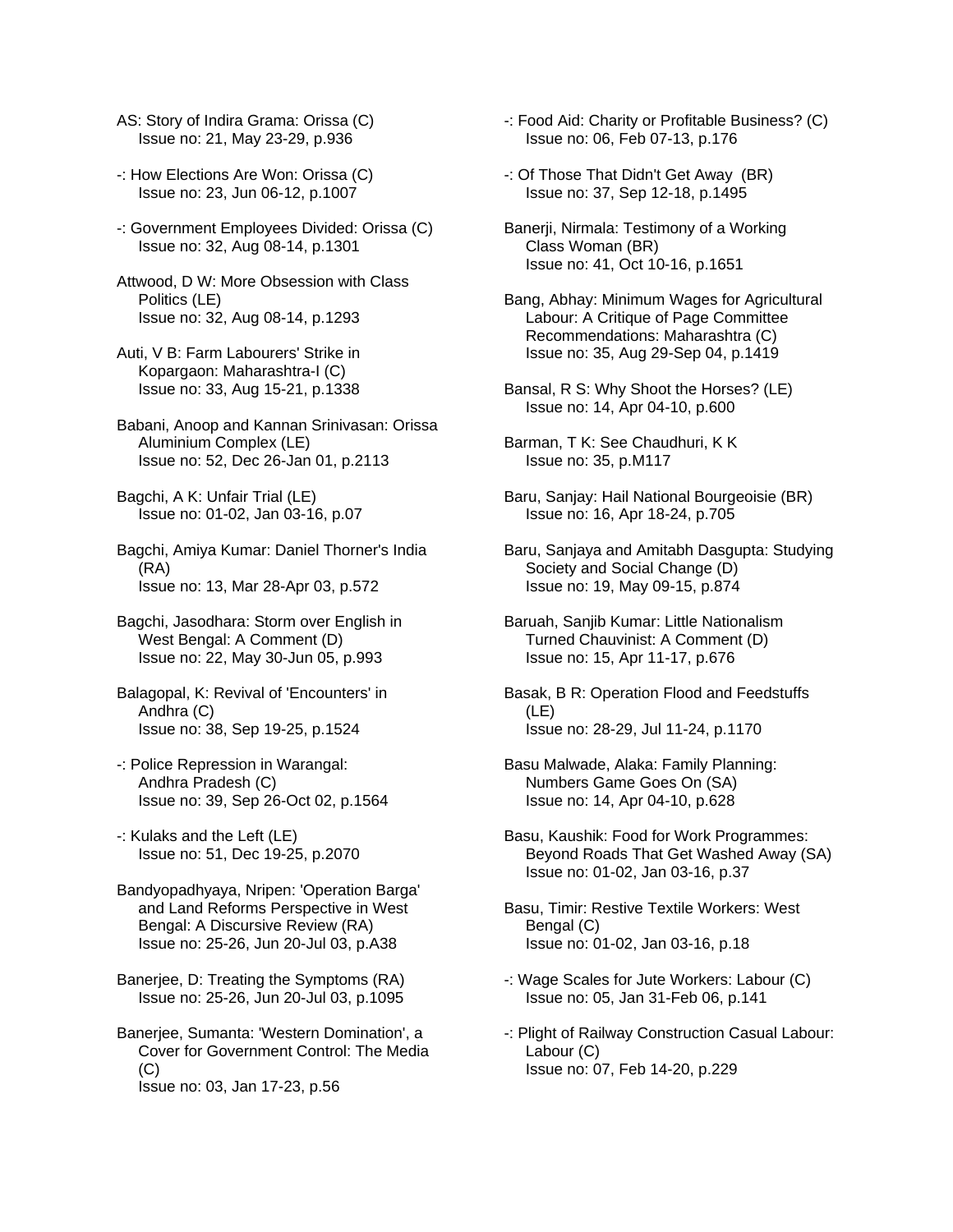AS: Story of Indira Grama: Orissa (C)
Issue no: 21, May 23-29, p.936

-: How Elections Are Won: Orissa (C)
Issue no: 23, Jun 06-12, p.1007

-: Government Employees Divided: Orissa (C)
Issue no: 32, Aug 08-14, p.1301

Attwood, D W: More Obsession with Class Politics (LE)
Issue no: 32, Aug 08-14, p.1293

Auti, V B: Farm Labourers' Strike in Kopargaon: Maharashtra-I (C)
Issue no: 33, Aug 15-21, p.1338

Babani, Anoop and Kannan Srinivasan: Orissa Aluminium Complex (LE)
Issue no: 52, Dec 26-Jan 01, p.2113

Bagchi, A K: Unfair Trial (LE)
Issue no: 01-02, Jan 03-16, p.07

Bagchi, Amiya Kumar: Daniel Thorner's India (RA)
Issue no: 13, Mar 28-Apr 03, p.572

Bagchi, Jasodhara: Storm over English in West Bengal: A Comment (D)
Issue no: 22, May 30-Jun 05, p.993

Balagopal, K: Revival of 'Encounters' in Andhra (C)
Issue no: 38, Sep 19-25, p.1524

-: Police Repression in Warangal: Andhra Pradesh (C)
Issue no: 39, Sep 26-Oct 02, p.1564

-: Kulaks and the Left (LE)
Issue no: 51, Dec 19-25, p.2070

Bandyopadhyaya, Nripen: 'Operation Barga' and Land Reforms Perspective in West Bengal: A Discursive Review (RA)
Issue no: 25-26, Jun 20-Jul 03, p.A38

Banerjee, D: Treating the Symptoms (RA)
Issue no: 25-26, Jun 20-Jul 03, p.1095

Banerjee, Sumanta: 'Western Domination', a Cover for Government Control: The Media (C)
Issue no: 03, Jan 17-23, p.56

-: Food Aid: Charity or Profitable Business? (C)
Issue no: 06, Feb 07-13, p.176

-: Of Those That Didn't Get Away (BR)
Issue no: 37, Sep 12-18, p.1495

Banerji, Nirmala: Testimony of a Working Class Woman (BR)
Issue no: 41, Oct 10-16, p.1651

Bang, Abhay: Minimum Wages for Agricultural Labour: A Critique of Page Committee Recommendations: Maharashtra (C)
Issue no: 35, Aug 29-Sep 04, p.1419

Bansal, R S: Why Shoot the Horses? (LE)
Issue no: 14, Apr 04-10, p.600

Barman, T K: See Chaudhuri, K K
Issue no: 35, p.M117

Baru, Sanjay: Hail National Bourgeoisie (BR)
Issue no: 16, Apr 18-24, p.705

Baru, Sanjaya and Amitabh Dasgupta: Studying Society and Social Change (D)
Issue no: 19, May 09-15, p.874

Baruah, Sanjib Kumar: Little Nationalism Turned Chauvinist: A Comment (D)
Issue no: 15, Apr 11-17, p.676

Basak, B R: Operation Flood and Feedstuffs (LE)
Issue no: 28-29, Jul 11-24, p.1170

Basu Malwade, Alaka: Family Planning: Numbers Game Goes On (SA)
Issue no: 14, Apr 04-10, p.628

Basu, Kaushik: Food for Work Programmes: Beyond Roads That Get Washed Away (SA)
Issue no: 01-02, Jan 03-16, p.37

Basu, Timir: Restive Textile Workers: West Bengal (C)
Issue no: 01-02, Jan 03-16, p.18

-: Wage Scales for Jute Workers: Labour (C)
Issue no: 05, Jan 31-Feb 06, p.141

-: Plight of Railway Construction Casual Labour: Labour (C)
Issue no: 07, Feb 14-20, p.229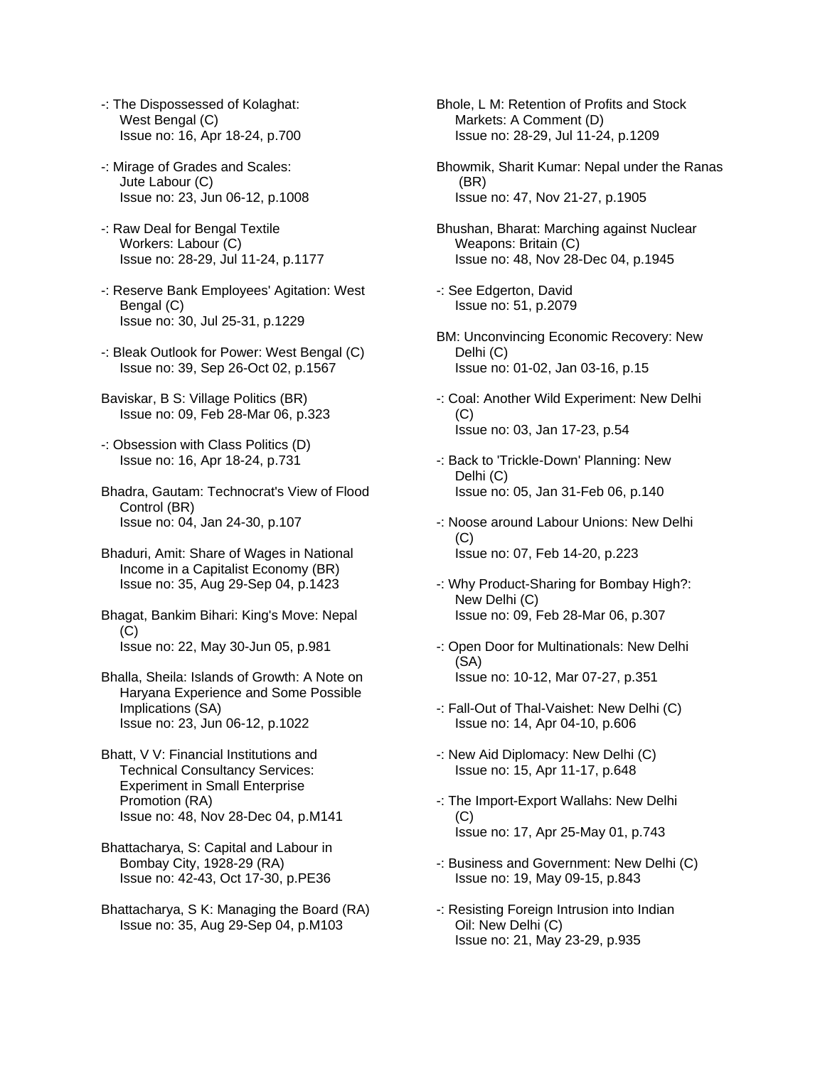-: The Dispossessed of Kolaghat: West Bengal (C)
Issue no: 16, Apr 18-24, p.700

-: Mirage of Grades and Scales: Jute Labour (C)
Issue no: 23, Jun 06-12, p.1008

-: Raw Deal for Bengal Textile Workers: Labour (C)
Issue no: 28-29, Jul 11-24, p.1177

-: Reserve Bank Employees' Agitation: West Bengal (C)
Issue no: 30, Jul 25-31, p.1229

-: Bleak Outlook for Power: West Bengal (C)
Issue no: 39, Sep 26-Oct 02, p.1567

Baviskar, B S: Village Politics (BR)
Issue no: 09, Feb 28-Mar 06, p.323

-: Obsession with Class Politics (D)
Issue no: 16, Apr 18-24, p.731

Bhadra, Gautam: Technocrat's View of Flood Control (BR)
Issue no: 04, Jan 24-30, p.107

Bhaduri, Amit: Share of Wages in National Income in a Capitalist Economy (BR)
Issue no: 35, Aug 29-Sep 04, p.1423

Bhagat, Bankim Bihari: King's Move: Nepal (C)
Issue no: 22, May 30-Jun 05, p.981

Bhalla, Sheila: Islands of Growth: A Note on Haryana Experience and Some Possible Implications (SA)
Issue no: 23, Jun 06-12, p.1022

Bhatt, V V: Financial Institutions and Technical Consultancy Services: Experiment in Small Enterprise Promotion (RA)
Issue no: 48, Nov 28-Dec 04, p.M141

Bhattacharya, S: Capital and Labour in Bombay City, 1928-29 (RA)
Issue no: 42-43, Oct 17-30, p.PE36

Bhattacharya, S K: Managing the Board (RA)
Issue no: 35, Aug 29-Sep 04, p.M103

Bhole, L M: Retention of Profits and Stock Markets: A Comment (D)
Issue no: 28-29, Jul 11-24, p.1209

Bhowmik, Sharit Kumar: Nepal under the Ranas (BR)
Issue no: 47, Nov 21-27, p.1905

Bhushan, Bharat: Marching against Nuclear Weapons: Britain (C)
Issue no: 48, Nov 28-Dec 04, p.1945

-: See Edgerton, David
Issue no: 51, p.2079

BM: Unconvincing Economic Recovery: New Delhi (C)
Issue no: 01-02, Jan 03-16, p.15

-: Coal: Another Wild Experiment: New Delhi (C)
Issue no: 03, Jan 17-23, p.54

-: Back to 'Trickle-Down' Planning: New Delhi (C)
Issue no: 05, Jan 31-Feb 06, p.140

-: Noose around Labour Unions: New Delhi (C)
Issue no: 07, Feb 14-20, p.223

-: Why Product-Sharing for Bombay High?: New Delhi (C)
Issue no: 09, Feb 28-Mar 06, p.307

-: Open Door for Multinationals: New Delhi (SA)
Issue no: 10-12, Mar 07-27, p.351

-: Fall-Out of Thal-Vaishet: New Delhi (C)
Issue no: 14, Apr 04-10, p.606

-: New Aid Diplomacy: New Delhi (C)
Issue no: 15, Apr 11-17, p.648

-: The Import-Export Wallahs: New Delhi (C)
Issue no: 17, Apr 25-May 01, p.743

-: Business and Government: New Delhi (C)
Issue no: 19, May 09-15, p.843

-: Resisting Foreign Intrusion into Indian Oil: New Delhi (C)
Issue no: 21, May 23-29, p.935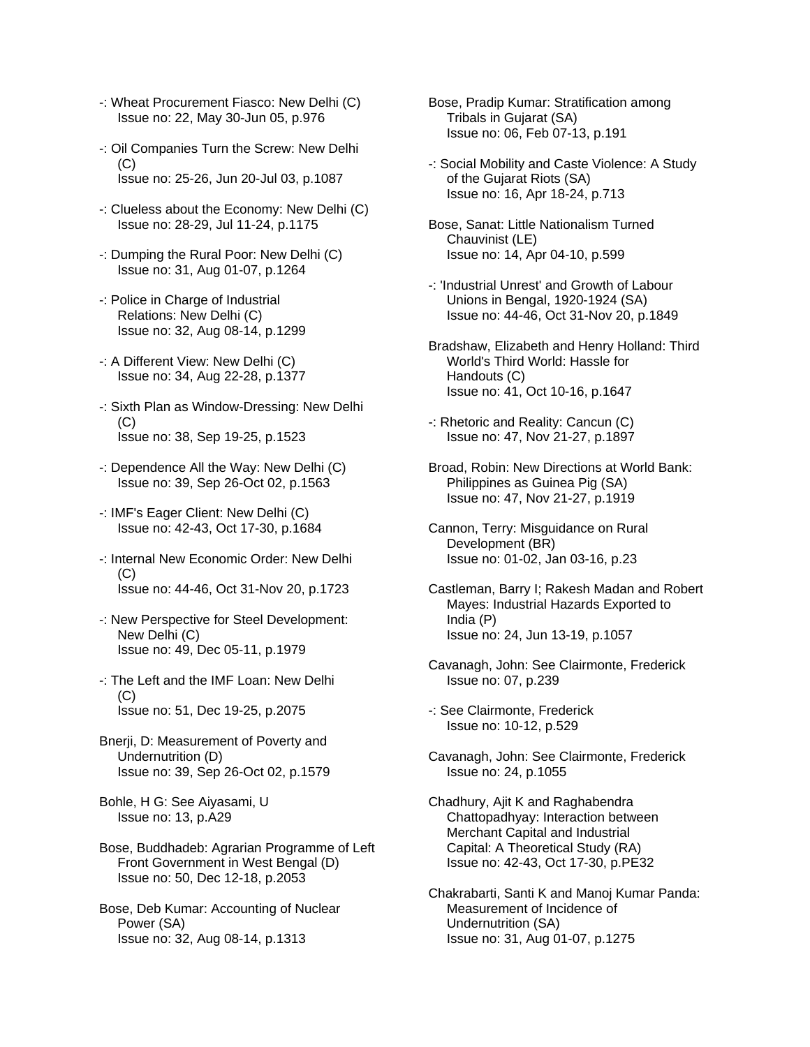-: Wheat Procurement Fiasco: New Delhi (C)
Issue no: 22, May 30-Jun 05, p.976

-: Oil Companies Turn the Screw: New Delhi (C)
Issue no: 25-26, Jun 20-Jul 03, p.1087

-: Clueless about the Economy: New Delhi (C)
Issue no: 28-29, Jul 11-24, p.1175

-: Dumping the Rural Poor: New Delhi (C)
Issue no: 31, Aug 01-07, p.1264

-: Police in Charge of Industrial Relations: New Delhi (C)
Issue no: 32, Aug 08-14, p.1299

-: A Different View: New Delhi (C)
Issue no: 34, Aug 22-28, p.1377

-: Sixth Plan as Window-Dressing: New Delhi (C)
Issue no: 38, Sep 19-25, p.1523

-: Dependence All the Way: New Delhi (C)
Issue no: 39, Sep 26-Oct 02, p.1563

-: IMF's Eager Client: New Delhi (C)
Issue no: 42-43, Oct 17-30, p.1684

-: Internal New Economic Order: New Delhi (C)
Issue no: 44-46, Oct 31-Nov 20, p.1723

-: New Perspective for Steel Development: New Delhi (C)
Issue no: 49, Dec 05-11, p.1979

-: The Left and the IMF Loan: New Delhi (C)
Issue no: 51, Dec 19-25, p.2075

Bnerji, D: Measurement of Poverty and Undernutrition (D)
Issue no: 39, Sep 26-Oct 02, p.1579

Bohle, H G: See Aiyasami, U
Issue no: 13, p.A29

Bose, Buddhadeb: Agrarian Programme of Left Front Government in West Bengal (D)
Issue no: 50, Dec 12-18, p.2053

Bose, Deb Kumar: Accounting of Nuclear Power (SA)
Issue no: 32, Aug 08-14, p.1313

Bose, Pradip Kumar: Stratification among Tribals in Gujarat (SA)
Issue no: 06, Feb 07-13, p.191

-: Social Mobility and Caste Violence: A Study of the Gujarat Riots (SA)
Issue no: 16, Apr 18-24, p.713

Bose, Sanat: Little Nationalism Turned Chauvinist (LE)
Issue no: 14, Apr 04-10, p.599

-: 'Industrial Unrest' and Growth of Labour Unions in Bengal, 1920-1924 (SA)
Issue no: 44-46, Oct 31-Nov 20, p.1849

Bradshaw, Elizabeth and Henry Holland: Third World's Third World: Hassle for Handouts (C)
Issue no: 41, Oct 10-16, p.1647

-: Rhetoric and Reality: Cancun (C)
Issue no: 47, Nov 21-27, p.1897

Broad, Robin: New Directions at World Bank: Philippines as Guinea Pig (SA)
Issue no: 47, Nov 21-27, p.1919

Cannon, Terry: Misguidance on Rural Development (BR)
Issue no: 01-02, Jan 03-16, p.23

Castleman, Barry I; Rakesh Madan and Robert Mayes: Industrial Hazards Exported to India (P)
Issue no: 24, Jun 13-19, p.1057

Cavanagh, John: See Clairmonte, Frederick
Issue no: 07, p.239

-: See Clairmonte, Frederick
Issue no: 10-12, p.529

Cavanagh, John: See Clairmonte, Frederick
Issue no: 24, p.1055

Chadhury, Ajit K and Raghabendra Chattopadhyay: Interaction between Merchant Capital and Industrial Capital: A Theoretical Study (RA)
Issue no: 42-43, Oct 17-30, p.PE32

Chakrabarti, Santi K and Manoj Kumar Panda: Measurement of Incidence of Undernutrition (SA)
Issue no: 31, Aug 01-07, p.1275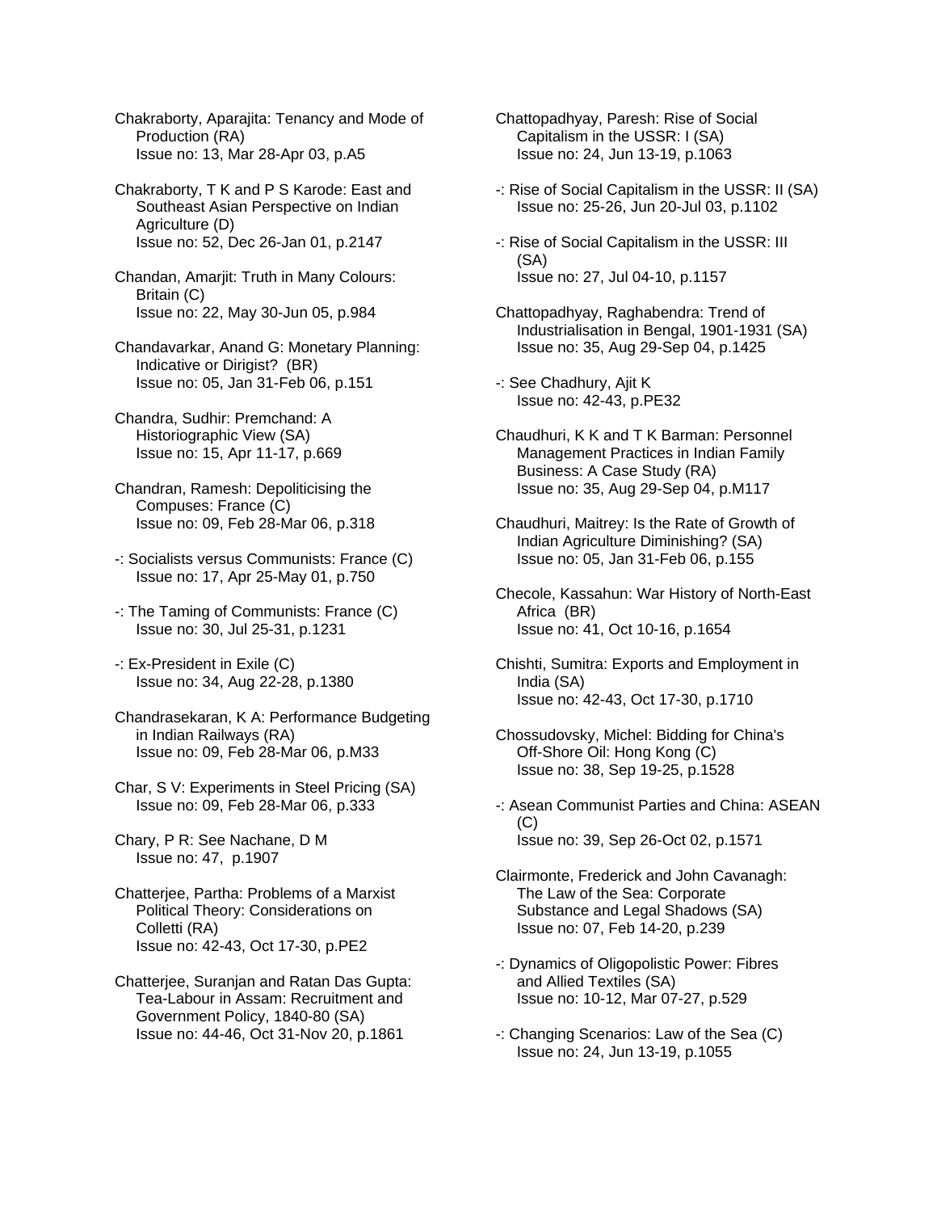Chakraborty, Aparajita: Tenancy and Mode of Production (RA)
Issue no: 13, Mar 28-Apr 03, p.A5

Chakraborty, T K and P S Karode: East and Southeast Asian Perspective on Indian Agriculture (D)
Issue no: 52, Dec 26-Jan 01, p.2147

Chandan, Amarjit: Truth in Many Colours: Britain (C)
Issue no: 22, May 30-Jun 05, p.984

Chandavarkar, Anand G: Monetary Planning: Indicative or Dirigist? (BR)
Issue no: 05, Jan 31-Feb 06, p.151

Chandra, Sudhir: Premchand: A Historiographic View (SA)
Issue no: 15, Apr 11-17, p.669

Chandran, Ramesh: Depoliticising the Compuses: France (C)
Issue no: 09, Feb 28-Mar 06, p.318

-: Socialists versus Communists: France (C)
Issue no: 17, Apr 25-May 01, p.750

-: The Taming of Communists: France (C)
Issue no: 30, Jul 25-31, p.1231

-: Ex-President in Exile (C)
Issue no: 34, Aug 22-28, p.1380

Chandrasekaran, K A: Performance Budgeting in Indian Railways (RA)
Issue no: 09, Feb 28-Mar 06, p.M33

Char, S V: Experiments in Steel Pricing (SA)
Issue no: 09, Feb 28-Mar 06, p.333

Chary, P R: See Nachane, D M
Issue no: 47, p.1907

Chatterjee, Partha: Problems of a Marxist Political Theory: Considerations on Colletti (RA)
Issue no: 42-43, Oct 17-30, p.PE2

Chatterjee, Suranjan and Ratan Das Gupta: Tea-Labour in Assam: Recruitment and Government Policy, 1840-80 (SA)
Issue no: 44-46, Oct 31-Nov 20, p.1861

Chattopadhyay, Paresh: Rise of Social Capitalism in the USSR: I (SA)
Issue no: 24, Jun 13-19, p.1063

-: Rise of Social Capitalism in the USSR: II (SA)
Issue no: 25-26, Jun 20-Jul 03, p.1102

-: Rise of Social Capitalism in the USSR: III (SA)
Issue no: 27, Jul 04-10, p.1157

Chattopadhyay, Raghabendra: Trend of Industrialisation in Bengal, 1901-1931 (SA)
Issue no: 35, Aug 29-Sep 04, p.1425

-: See Chadhury, Ajit K
Issue no: 42-43, p.PE32

Chaudhuri, K K and T K Barman: Personnel Management Practices in Indian Family Business: A Case Study (RA)
Issue no: 35, Aug 29-Sep 04, p.M117

Chaudhuri, Maitrey: Is the Rate of Growth of Indian Agriculture Diminishing? (SA)
Issue no: 05, Jan 31-Feb 06, p.155

Checole, Kassahun: War History of North-East Africa (BR)
Issue no: 41, Oct 10-16, p.1654

Chishti, Sumitra: Exports and Employment in India (SA)
Issue no: 42-43, Oct 17-30, p.1710

Chossudovsky, Michel: Bidding for China's Off-Shore Oil: Hong Kong (C)
Issue no: 38, Sep 19-25, p.1528

-: Asean Communist Parties and China: ASEAN (C)
Issue no: 39, Sep 26-Oct 02, p.1571

Clairmonte, Frederick and John Cavanagh: The Law of the Sea: Corporate Substance and Legal Shadows (SA)
Issue no: 07, Feb 14-20, p.239

-: Dynamics of Oligopolistic Power: Fibres and Allied Textiles (SA)
Issue no: 10-12, Mar 07-27, p.529

-: Changing Scenarios: Law of the Sea (C)
Issue no: 24, Jun 13-19, p.1055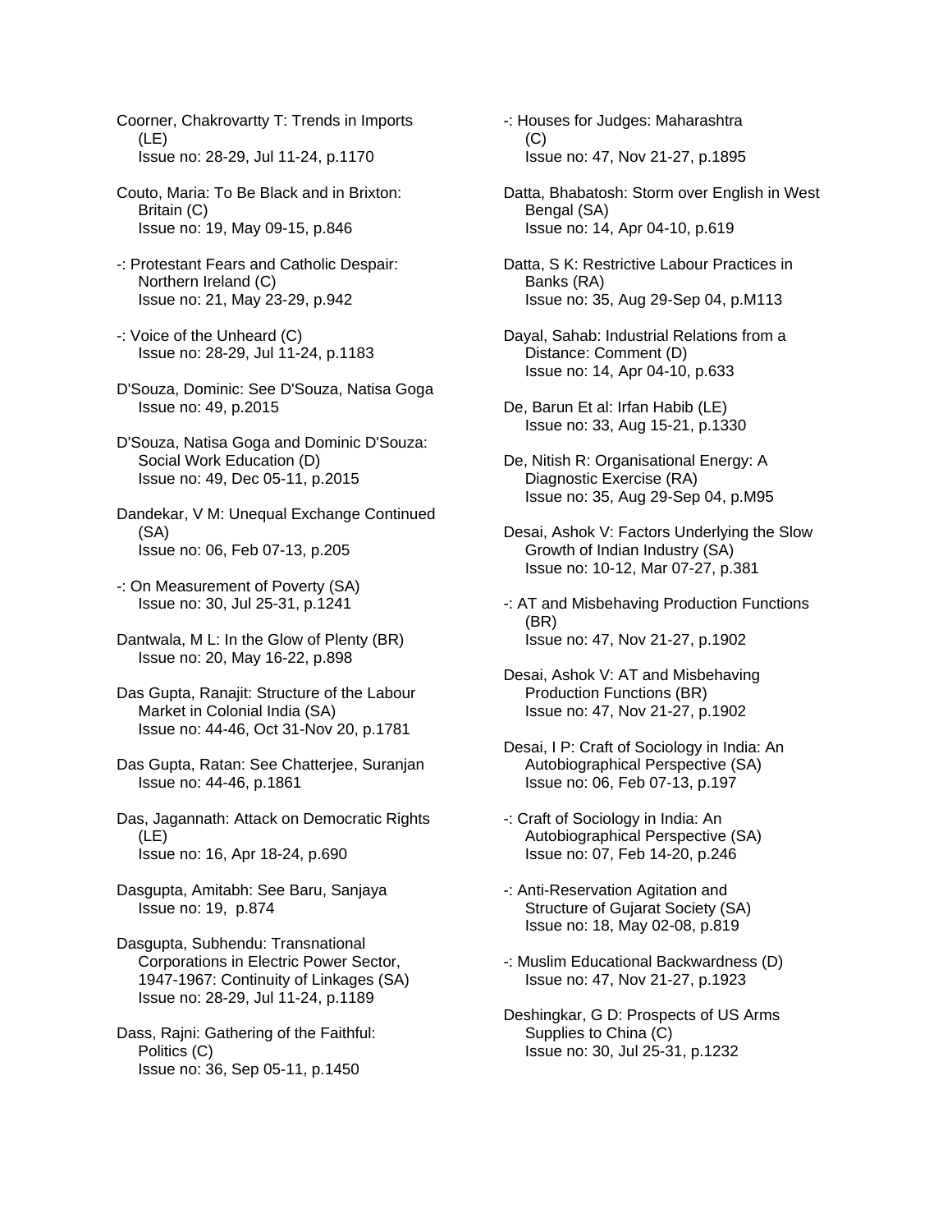Coorner, Chakrovartty T: Trends in Imports (LE)
Issue no: 28-29, Jul 11-24, p.1170

Couto, Maria: To Be Black and in Brixton: Britain (C)
Issue no: 19, May 09-15, p.846

-: Protestant Fears and Catholic Despair: Northern Ireland (C)
Issue no: 21, May 23-29, p.942

-: Voice of the Unheard (C)
Issue no: 28-29, Jul 11-24, p.1183

D'Souza, Dominic: See D'Souza, Natisa Goga
Issue no: 49, p.2015

D'Souza, Natisa Goga and Dominic D'Souza: Social Work Education (D)
Issue no: 49, Dec 05-11, p.2015

Dandekar, V M: Unequal Exchange Continued (SA)
Issue no: 06, Feb 07-13, p.205

-: On Measurement of Poverty (SA)
Issue no: 30, Jul 25-31, p.1241

Dantwala, M L: In the Glow of Plenty (BR)
Issue no: 20, May 16-22, p.898

Das Gupta, Ranajit: Structure of the Labour Market in Colonial India (SA)
Issue no: 44-46, Oct 31-Nov 20, p.1781

Das Gupta, Ratan: See Chatterjee, Suranjan
Issue no: 44-46, p.1861

Das, Jagannath: Attack on Democratic Rights (LE)
Issue no: 16, Apr 18-24, p.690

Dasgupta, Amitabh: See Baru, Sanjaya
Issue no: 19, p.874

Dasgupta, Subhendu: Transnational Corporations in Electric Power Sector, 1947-1967: Continuity of Linkages (SA)
Issue no: 28-29, Jul 11-24, p.1189

Dass, Rajni: Gathering of the Faithful: Politics (C)
Issue no: 36, Sep 05-11, p.1450

-: Houses for Judges: Maharashtra (C)
Issue no: 47, Nov 21-27, p.1895

Datta, Bhabatosh: Storm over English in West Bengal (SA)
Issue no: 14, Apr 04-10, p.619

Datta, S K: Restrictive Labour Practices in Banks (RA)
Issue no: 35, Aug 29-Sep 04, p.M113

Dayal, Sahab: Industrial Relations from a Distance: Comment (D)
Issue no: 14, Apr 04-10, p.633

De, Barun Et al: Irfan Habib (LE)
Issue no: 33, Aug 15-21, p.1330

De, Nitish R: Organisational Energy: A Diagnostic Exercise (RA)
Issue no: 35, Aug 29-Sep 04, p.M95

Desai, Ashok V: Factors Underlying the Slow Growth of Indian Industry (SA)
Issue no: 10-12, Mar 07-27, p.381

-: AT and Misbehaving Production Functions (BR)
Issue no: 47, Nov 21-27, p.1902

Desai, Ashok V: AT and Misbehaving Production Functions (BR)
Issue no: 47, Nov 21-27, p.1902

Desai, I P: Craft of Sociology in India: An Autobiographical Perspective (SA)
Issue no: 06, Feb 07-13, p.197

-: Craft of Sociology in India: An Autobiographical Perspective (SA)
Issue no: 07, Feb 14-20, p.246

-: Anti-Reservation Agitation and Structure of Gujarat Society (SA)
Issue no: 18, May 02-08, p.819

-: Muslim Educational Backwardness (D)
Issue no: 47, Nov 21-27, p.1923

Deshingkar, G D: Prospects of US Arms Supplies to China (C)
Issue no: 30, Jul 25-31, p.1232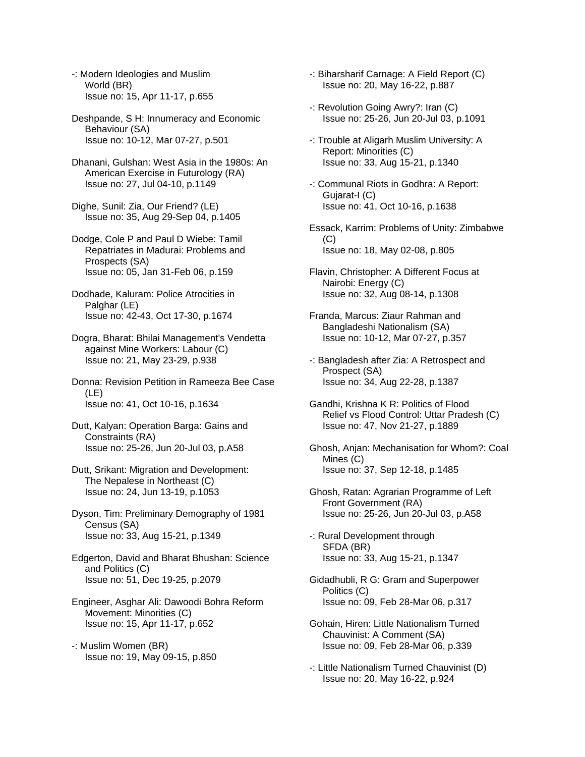-: Modern Ideologies and Muslim World (BR)
Issue no: 15, Apr 11-17, p.655

Deshpande, S H: Innumeracy and Economic Behaviour (SA)
Issue no: 10-12, Mar 07-27, p.501

Dhanani, Gulshan: West Asia in the 1980s: An American Exercise in Futurology (RA)
Issue no: 27, Jul 04-10, p.1149

Dighe, Sunil: Zia, Our Friend? (LE)
Issue no: 35, Aug 29-Sep 04, p.1405

Dodge, Cole P and Paul D Wiebe: Tamil Repatriates in Madurai: Problems and Prospects (SA)
Issue no: 05, Jan 31-Feb 06, p.159

Dodhade, Kaluram: Police Atrocities in Palghar (LE)
Issue no: 42-43, Oct 17-30, p.1674

Dogra, Bharat: Bhilai Management's Vendetta against Mine Workers: Labour (C)
Issue no: 21, May 23-29, p.938

Donna: Revision Petition in Rameeza Bee Case (LE)
Issue no: 41, Oct 10-16, p.1634

Dutt, Kalyan: Operation Barga: Gains and Constraints (RA)
Issue no: 25-26, Jun 20-Jul 03, p.A58

Dutt, Srikant: Migration and Development: The Nepalese in Northeast (C)
Issue no: 24, Jun 13-19, p.1053

Dyson, Tim: Preliminary Demography of 1981 Census (SA)
Issue no: 33, Aug 15-21, p.1349

Edgerton, David and Bharat Bhushan: Science and Politics (C)
Issue no: 51, Dec 19-25, p.2079

Engineer, Asghar Ali: Dawoodi Bohra Reform Movement: Minorities (C)
Issue no: 15, Apr 11-17, p.652

-: Muslim Women (BR)
Issue no: 19, May 09-15, p.850

-: Biharsharif Carnage: A Field Report (C)
Issue no: 20, May 16-22, p.887

-: Revolution Going Awry?: Iran (C)
Issue no: 25-26, Jun 20-Jul 03, p.1091

-: Trouble at Aligarh Muslim University: A Report: Minorities (C)
Issue no: 33, Aug 15-21, p.1340

-: Communal Riots in Godhra: A Report: Gujarat-I (C)
Issue no: 41, Oct 10-16, p.1638

Essack, Karrim: Problems of Unity: Zimbabwe (C)
Issue no: 18, May 02-08, p.805

Flavin, Christopher: A Different Focus at Nairobi: Energy (C)
Issue no: 32, Aug 08-14, p.1308

Franda, Marcus: Ziaur Rahman and Bangladeshi Nationalism (SA)
Issue no: 10-12, Mar 07-27, p.357

-: Bangladesh after Zia: A Retrospect and Prospect (SA)
Issue no: 34, Aug 22-28, p.1387

Gandhi, Krishna K R: Politics of Flood Relief vs Flood Control: Uttar Pradesh (C)
Issue no: 47, Nov 21-27, p.1889

Ghosh, Anjan: Mechanisation for Whom?: Coal Mines (C)
Issue no: 37, Sep 12-18, p.1485

Ghosh, Ratan: Agrarian Programme of Left Front Government (RA)
Issue no: 25-26, Jun 20-Jul 03, p.A58

-: Rural Development through SFDA (BR)
Issue no: 33, Aug 15-21, p.1347

Gidadhubli, R G: Gram and Superpower Politics (C)
Issue no: 09, Feb 28-Mar 06, p.317

Gohain, Hiren: Little Nationalism Turned Chauvinist: A Comment (SA)
Issue no: 09, Feb 28-Mar 06, p.339

-: Little Nationalism Turned Chauvinist (D)
Issue no: 20, May 16-22, p.924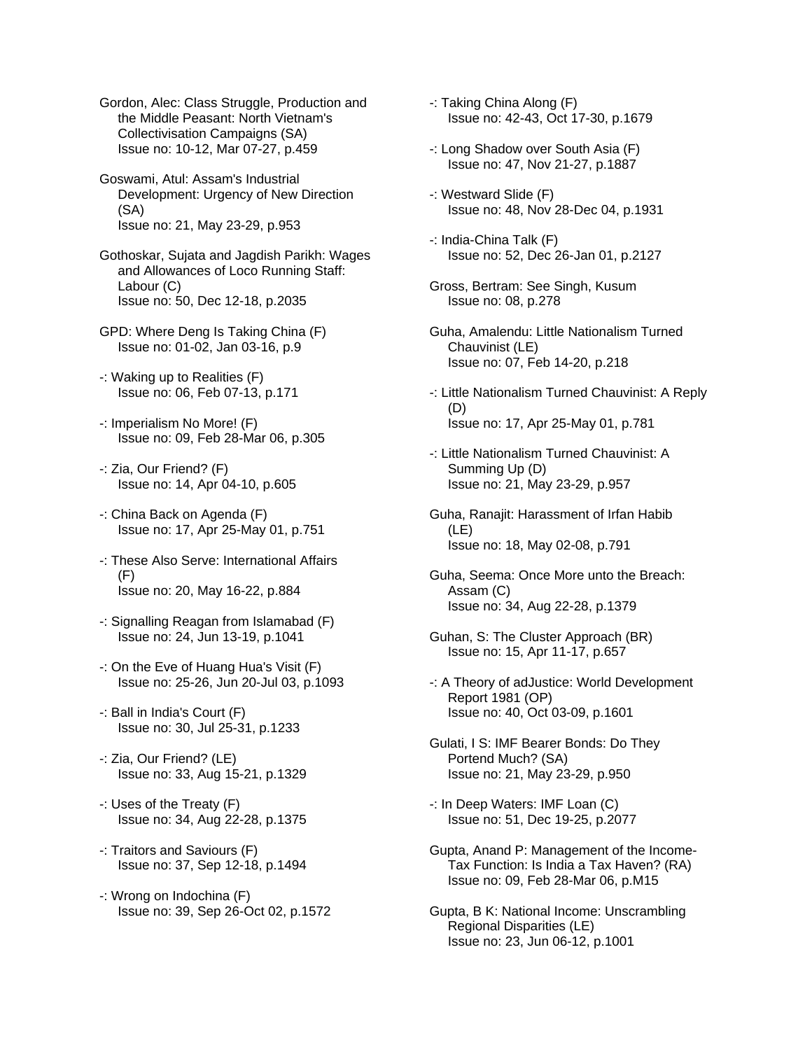Gordon, Alec: Class Struggle, Production and the Middle Peasant: North Vietnam's Collectivisation Campaigns (SA)
Issue no: 10-12, Mar 07-27, p.459

Goswami, Atul: Assam's Industrial Development: Urgency of New Direction (SA)
Issue no: 21, May 23-29, p.953

Gothoskar, Sujata and Jagdish Parikh: Wages and Allowances of Loco Running Staff: Labour (C)
Issue no: 50, Dec 12-18, p.2035

GPD: Where Deng Is Taking China (F)
Issue no: 01-02, Jan 03-16, p.9

-: Waking up to Realities (F)
Issue no: 06, Feb 07-13, p.171

-: Imperialism No More! (F)
Issue no: 09, Feb 28-Mar 06, p.305

-: Zia, Our Friend? (F)
Issue no: 14, Apr 04-10, p.605

-: China Back on Agenda (F)
Issue no: 17, Apr 25-May 01, p.751

-: These Also Serve: International Affairs (F)
Issue no: 20, May 16-22, p.884

-: Signalling Reagan from Islamabad (F)
Issue no: 24, Jun 13-19, p.1041

-: On the Eve of Huang Hua's Visit (F)
Issue no: 25-26, Jun 20-Jul 03, p.1093

-: Ball in India's Court (F)
Issue no: 30, Jul 25-31, p.1233

-: Zia, Our Friend? (LE)
Issue no: 33, Aug 15-21, p.1329

-: Uses of the Treaty (F)
Issue no: 34, Aug 22-28, p.1375

-: Traitors and Saviours (F)
Issue no: 37, Sep 12-18, p.1494

-: Wrong on Indochina (F)
Issue no: 39, Sep 26-Oct 02, p.1572

-: Taking China Along (F)
Issue no: 42-43, Oct 17-30, p.1679

-: Long Shadow over South Asia (F)
Issue no: 47, Nov 21-27, p.1887

-: Westward Slide (F)
Issue no: 48, Nov 28-Dec 04, p.1931

-: India-China Talk (F)
Issue no: 52, Dec 26-Jan 01, p.2127

Gross, Bertram: See Singh, Kusum
Issue no: 08, p.278

Guha, Amalendu: Little Nationalism Turned Chauvinist (LE)
Issue no: 07, Feb 14-20, p.218

-: Little Nationalism Turned Chauvinist: A Reply (D)
Issue no: 17, Apr 25-May 01, p.781

-: Little Nationalism Turned Chauvinist: A Summing Up (D)
Issue no: 21, May 23-29, p.957

Guha, Ranajit: Harassment of Irfan Habib (LE)
Issue no: 18, May 02-08, p.791

Guha, Seema: Once More unto the Breach: Assam (C)
Issue no: 34, Aug 22-28, p.1379

Guhan, S: The Cluster Approach (BR)
Issue no: 15, Apr 11-17, p.657

-: A Theory of adJustice: World Development Report 1981 (OP)
Issue no: 40, Oct 03-09, p.1601

Gulati, I S: IMF Bearer Bonds: Do They Portend Much? (SA)
Issue no: 21, May 23-29, p.950

-: In Deep Waters: IMF Loan (C)
Issue no: 51, Dec 19-25, p.2077

Gupta, Anand P: Management of the Income-Tax Function: Is India a Tax Haven? (RA)
Issue no: 09, Feb 28-Mar 06, p.M15

Gupta, B K: National Income: Unscrambling Regional Disparities (LE)
Issue no: 23, Jun 06-12, p.1001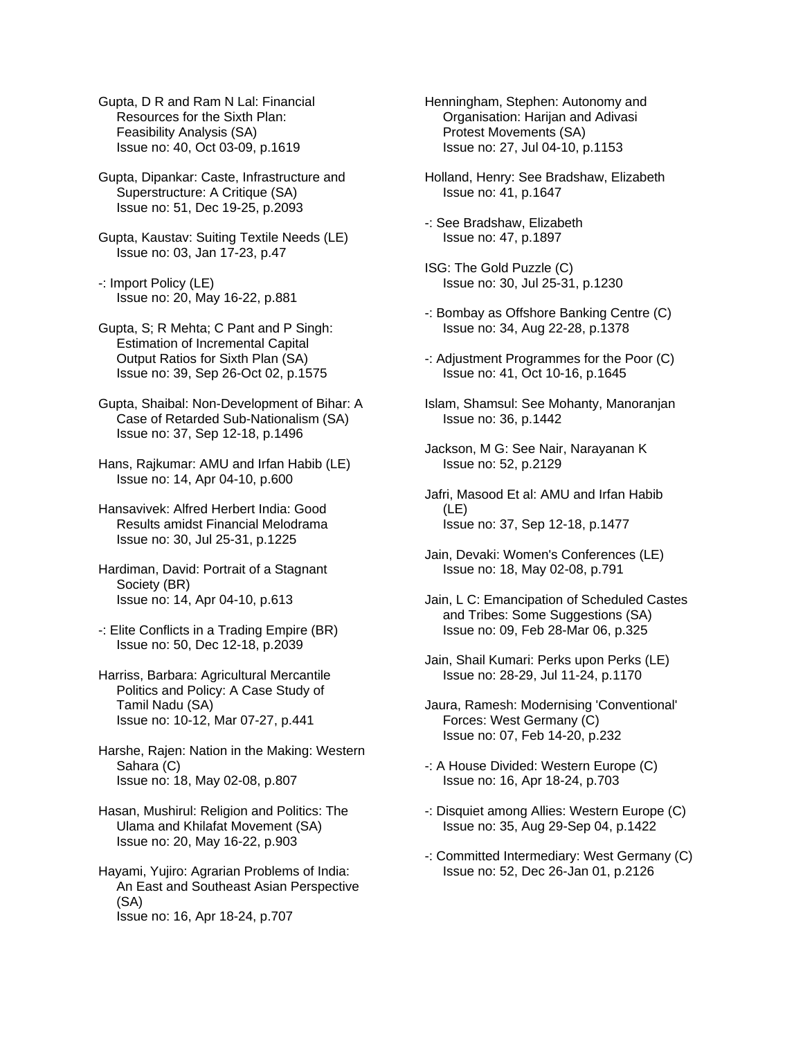Gupta, D R and Ram N Lal: Financial Resources for the Sixth Plan: Feasibility Analysis (SA)
Issue no: 40, Oct 03-09, p.1619

Gupta, Dipankar: Caste, Infrastructure and Superstructure: A Critique (SA)
Issue no: 51, Dec 19-25, p.2093

Gupta, Kaustav: Suiting Textile Needs (LE)
Issue no: 03, Jan 17-23, p.47

-: Import Policy (LE)
Issue no: 20, May 16-22, p.881

Gupta, S; R Mehta; C Pant and P Singh: Estimation of Incremental Capital Output Ratios for Sixth Plan (SA)
Issue no: 39, Sep 26-Oct 02, p.1575

Gupta, Shaibal: Non-Development of Bihar: A Case of Retarded Sub-Nationalism (SA)
Issue no: 37, Sep 12-18, p.1496

Hans, Rajkumar: AMU and Irfan Habib (LE)
Issue no: 14, Apr 04-10, p.600

Hansavivek: Alfred Herbert India: Good Results amidst Financial Melodrama
Issue no: 30, Jul 25-31, p.1225

Hardiman, David: Portrait of a Stagnant Society (BR)
Issue no: 14, Apr 04-10, p.613

-: Elite Conflicts in a Trading Empire (BR)
Issue no: 50, Dec 12-18, p.2039

Harriss, Barbara: Agricultural Mercantile Politics and Policy: A Case Study of Tamil Nadu (SA)
Issue no: 10-12, Mar 07-27, p.441

Harshe, Rajen: Nation in the Making: Western Sahara (C)
Issue no: 18, May 02-08, p.807

Hasan, Mushirul: Religion and Politics: The Ulama and Khilafat Movement (SA)
Issue no: 20, May 16-22, p.903

Hayami, Yujiro: Agrarian Problems of India: An East and Southeast Asian Perspective (SA)
Issue no: 16, Apr 18-24, p.707

Henningham, Stephen: Autonomy and Organisation: Harijan and Adivasi Protest Movements (SA)
Issue no: 27, Jul 04-10, p.1153

Holland, Henry: See Bradshaw, Elizabeth
Issue no: 41, p.1647

-: See Bradshaw, Elizabeth
Issue no: 47, p.1897

ISG: The Gold Puzzle (C)
Issue no: 30, Jul 25-31, p.1230

-: Bombay as Offshore Banking Centre (C)
Issue no: 34, Aug 22-28, p.1378

-: Adjustment Programmes for the Poor (C)
Issue no: 41, Oct 10-16, p.1645

Islam, Shamsul: See Mohanty, Manoranjan
Issue no: 36, p.1442

Jackson, M G: See Nair, Narayanan K
Issue no: 52, p.2129

Jafri, Masood Et al: AMU and Irfan Habib (LE)
Issue no: 37, Sep 12-18, p.1477

Jain, Devaki: Women's Conferences (LE)
Issue no: 18, May 02-08, p.791

Jain, L C: Emancipation of Scheduled Castes and Tribes: Some Suggestions (SA)
Issue no: 09, Feb 28-Mar 06, p.325

Jain, Shail Kumari: Perks upon Perks (LE)
Issue no: 28-29, Jul 11-24, p.1170

Jaura, Ramesh: Modernising 'Conventional' Forces: West Germany (C)
Issue no: 07, Feb 14-20, p.232

-: A House Divided: Western Europe (C)
Issue no: 16, Apr 18-24, p.703

-: Disquiet among Allies: Western Europe (C)
Issue no: 35, Aug 29-Sep 04, p.1422

-: Committed Intermediary: West Germany (C)
Issue no: 52, Dec 26-Jan 01, p.2126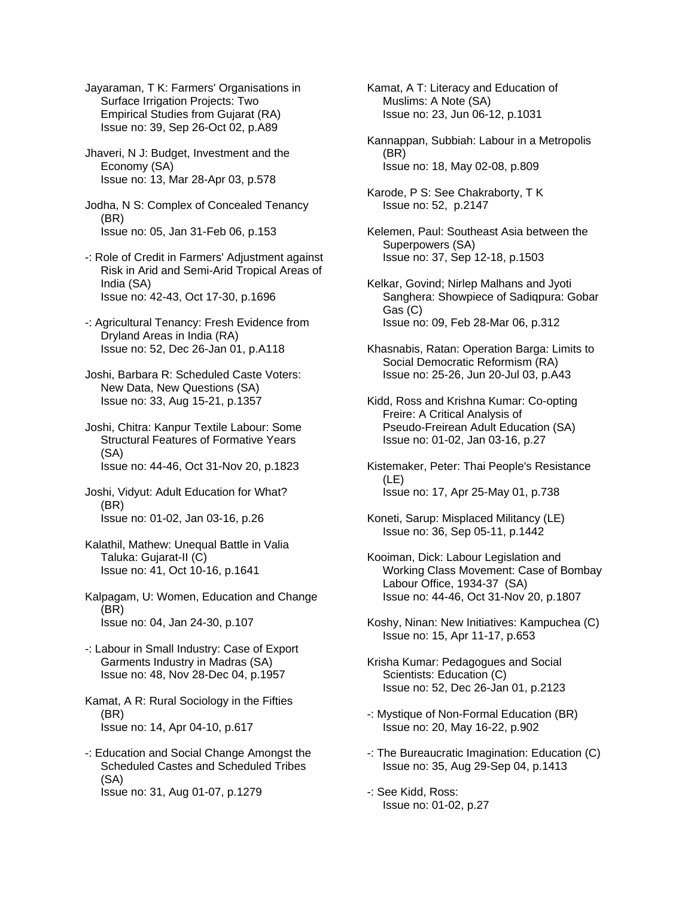Jayaraman, T K: Farmers' Organisations in Surface Irrigation Projects: Two Empirical Studies from Gujarat (RA)
Issue no: 39, Sep 26-Oct 02, p.A89

Jhaveri, N J: Budget, Investment and the Economy (SA)
Issue no: 13, Mar 28-Apr 03, p.578

Jodha, N S: Complex of Concealed Tenancy (BR)
Issue no: 05, Jan 31-Feb 06, p.153

-: Role of Credit in Farmers' Adjustment against Risk in Arid and Semi-Arid Tropical Areas of India (SA)
Issue no: 42-43, Oct 17-30, p.1696

-: Agricultural Tenancy: Fresh Evidence from Dryland Areas in India (RA)
Issue no: 52, Dec 26-Jan 01, p.A118

Joshi, Barbara R: Scheduled Caste Voters: New Data, New Questions (SA)
Issue no: 33, Aug 15-21, p.1357

Joshi, Chitra: Kanpur Textile Labour: Some Structural Features of Formative Years (SA)
Issue no: 44-46, Oct 31-Nov 20, p.1823

Joshi, Vidyut: Adult Education for What? (BR)
Issue no: 01-02, Jan 03-16, p.26

Kalathil, Mathew: Unequal Battle in Valia Taluka: Gujarat-II (C)
Issue no: 41, Oct 10-16, p.1641

Kalpagam, U: Women, Education and Change (BR)
Issue no: 04, Jan 24-30, p.107

-: Labour in Small Industry: Case of Export Garments Industry in Madras (SA)
Issue no: 48, Nov 28-Dec 04, p.1957

Kamat, A R: Rural Sociology in the Fifties (BR)
Issue no: 14, Apr 04-10, p.617

-: Education and Social Change Amongst the Scheduled Castes and Scheduled Tribes (SA)
Issue no: 31, Aug 01-07, p.1279

Kamat, A T: Literacy and Education of Muslims: A Note (SA)
Issue no: 23, Jun 06-12, p.1031

Kannappan, Subbiah: Labour in a Metropolis (BR)
Issue no: 18, May 02-08, p.809

Karode, P S: See Chakraborty, T K
Issue no: 52, p.2147

Kelemen, Paul: Southeast Asia between the Superpowers (SA)
Issue no: 37, Sep 12-18, p.1503

Kelkar, Govind; Nirlep Malhans and Jyoti Sanghera: Showpiece of Sadiqpura: Gobar Gas (C)
Issue no: 09, Feb 28-Mar 06, p.312

Khasnabis, Ratan: Operation Barga: Limits to Social Democratic Reformism (RA)
Issue no: 25-26, Jun 20-Jul 03, p.A43

Kidd, Ross and Krishna Kumar: Co-opting Freire: A Critical Analysis of Pseudo-Freirean Adult Education (SA)
Issue no: 01-02, Jan 03-16, p.27

Kistemaker, Peter: Thai People's Resistance (LE)
Issue no: 17, Apr 25-May 01, p.738

Koneti, Sarup: Misplaced Militancy (LE)
Issue no: 36, Sep 05-11, p.1442

Kooiman, Dick: Labour Legislation and Working Class Movement: Case of Bombay Labour Office, 1934-37 (SA)
Issue no: 44-46, Oct 31-Nov 20, p.1807

Koshy, Ninan: New Initiatives: Kampuchea (C)
Issue no: 15, Apr 11-17, p.653

Krisha Kumar: Pedagogues and Social Scientists: Education (C)
Issue no: 52, Dec 26-Jan 01, p.2123

-: Mystique of Non-Formal Education (BR)
Issue no: 20, May 16-22, p.902

-: The Bureaucratic Imagination: Education (C)
Issue no: 35, Aug 29-Sep 04, p.1413

-: See Kidd, Ross:
Issue no: 01-02, p.27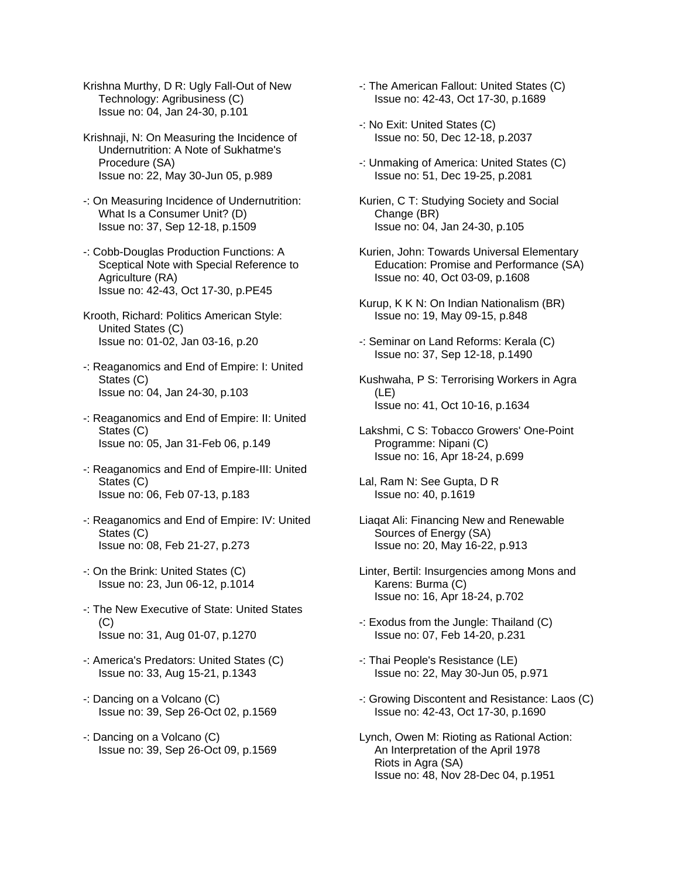Krishna Murthy, D R: Ugly Fall-Out of New Technology: Agribusiness (C)
Issue no: 04, Jan 24-30, p.101

Krishnaji, N: On Measuring the Incidence of Undernutrition: A Note of Sukhatme's Procedure (SA)
Issue no: 22, May 30-Jun 05, p.989

-: On Measuring Incidence of Undernutrition: What Is a Consumer Unit? (D)
Issue no: 37, Sep 12-18, p.1509

-: Cobb-Douglas Production Functions: A Sceptical Note with Special Reference to Agriculture (RA)
Issue no: 42-43, Oct 17-30, p.PE45

Krooth, Richard: Politics American Style: United States (C)
Issue no: 01-02, Jan 03-16, p.20

-: Reaganomics and End of Empire: I: United States (C)
Issue no: 04, Jan 24-30, p.103

-: Reaganomics and End of Empire: II: United States (C)
Issue no: 05, Jan 31-Feb 06, p.149

-: Reaganomics and End of Empire-III: United States (C)
Issue no: 06, Feb 07-13, p.183

-: Reaganomics and End of Empire: IV: United States (C)
Issue no: 08, Feb 21-27, p.273

-: On the Brink: United States (C)
Issue no: 23, Jun 06-12, p.1014

-: The New Executive of State: United States (C)
Issue no: 31, Aug 01-07, p.1270

-: America's Predators: United States (C)
Issue no: 33, Aug 15-21, p.1343

-: Dancing on a Volcano (C)
Issue no: 39, Sep 26-Oct 02, p.1569

-: Dancing on a Volcano (C)
Issue no: 39, Sep 26-Oct 09, p.1569

-: The American Fallout: United States (C)
Issue no: 42-43, Oct 17-30, p.1689

-: No Exit: United States (C)
Issue no: 50, Dec 12-18, p.2037

-: Unmaking of America: United States (C)
Issue no: 51, Dec 19-25, p.2081

Kurien, C T: Studying Society and Social Change (BR)
Issue no: 04, Jan 24-30, p.105

Kurien, John: Towards Universal Elementary Education: Promise and Performance (SA)
Issue no: 40, Oct 03-09, p.1608

Kurup, K K N: On Indian Nationalism (BR)
Issue no: 19, May 09-15, p.848

-: Seminar on Land Reforms: Kerala (C)
Issue no: 37, Sep 12-18, p.1490

Kushwaha, P S: Terrorising Workers in Agra (LE)
Issue no: 41, Oct 10-16, p.1634

Lakshmi, C S: Tobacco Growers' One-Point Programme: Nipani (C)
Issue no: 16, Apr 18-24, p.699

Lal, Ram N: See Gupta, D R
Issue no: 40, p.1619

Liaqat Ali: Financing New and Renewable Sources of Energy (SA)
Issue no: 20, May 16-22, p.913

Linter, Bertil: Insurgencies among Mons and Karens: Burma (C)
Issue no: 16, Apr 18-24, p.702

-: Exodus from the Jungle: Thailand (C)
Issue no: 07, Feb 14-20, p.231

-: Thai People's Resistance (LE)
Issue no: 22, May 30-Jun 05, p.971

-: Growing Discontent and Resistance: Laos (C)
Issue no: 42-43, Oct 17-30, p.1690

Lynch, Owen M: Rioting as Rational Action: An Interpretation of the April 1978 Riots in Agra (SA)
Issue no: 48, Nov 28-Dec 04, p.1951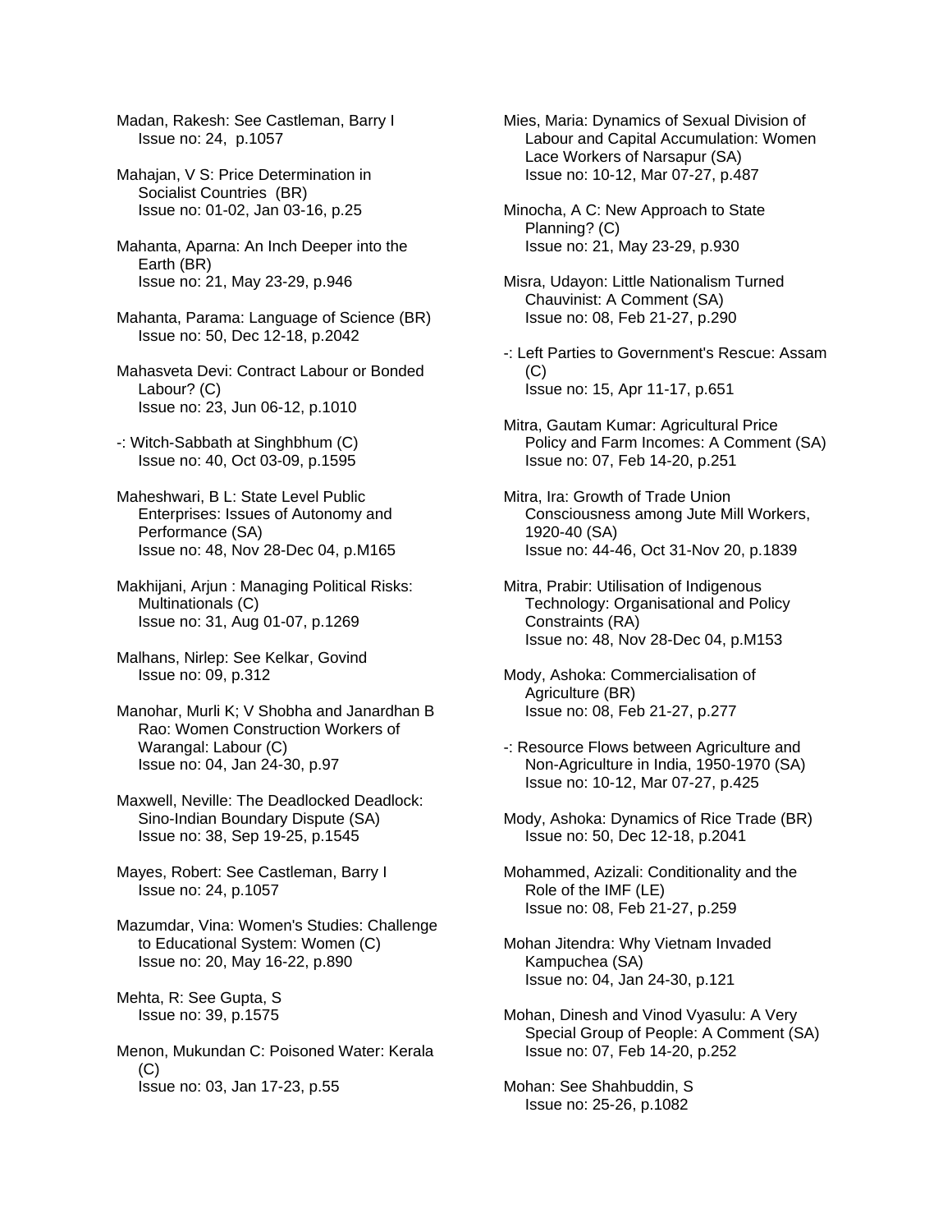Madan, Rakesh: See Castleman, Barry I
Issue no: 24, p.1057

Mahajan, V S: Price Determination in Socialist Countries (BR)
Issue no: 01-02, Jan 03-16, p.25

Mahanta, Aparna: An Inch Deeper into the Earth (BR)
Issue no: 21, May 23-29, p.946

Mahanta, Parama: Language of Science (BR)
Issue no: 50, Dec 12-18, p.2042

Mahasveta Devi: Contract Labour or Bonded Labour? (C)
Issue no: 23, Jun 06-12, p.1010

-: Witch-Sabbath at Singhbhum (C)
Issue no: 40, Oct 03-09, p.1595

Maheshwari, B L: State Level Public Enterprises: Issues of Autonomy and Performance (SA)
Issue no: 48, Nov 28-Dec 04, p.M165

Makhijani, Arjun : Managing Political Risks: Multinationals (C)
Issue no: 31, Aug 01-07, p.1269

Malhans, Nirlep: See Kelkar, Govind
Issue no: 09, p.312

Manohar, Murli K; V Shobha and Janardhan B Rao: Women Construction Workers of Warangal: Labour (C)
Issue no: 04, Jan 24-30, p.97

Maxwell, Neville: The Deadlocked Deadlock: Sino-Indian Boundary Dispute (SA)
Issue no: 38, Sep 19-25, p.1545

Mayes, Robert: See Castleman, Barry I
Issue no: 24, p.1057

Mazumdar, Vina: Women's Studies: Challenge to Educational System: Women (C)
Issue no: 20, May 16-22, p.890

Mehta, R: See Gupta, S
Issue no: 39, p.1575

Menon, Mukundan C: Poisoned Water: Kerala (C)
Issue no: 03, Jan 17-23, p.55

Mies, Maria: Dynamics of Sexual Division of Labour and Capital Accumulation: Women Lace Workers of Narsapur (SA)
Issue no: 10-12, Mar 07-27, p.487

Minocha, A C: New Approach to State Planning? (C)
Issue no: 21, May 23-29, p.930

Misra, Udayon: Little Nationalism Turned Chauvinist: A Comment (SA)
Issue no: 08, Feb 21-27, p.290

-: Left Parties to Government's Rescue: Assam (C)
Issue no: 15, Apr 11-17, p.651

Mitra, Gautam Kumar: Agricultural Price Policy and Farm Incomes: A Comment (SA)
Issue no: 07, Feb 14-20, p.251

Mitra, Ira: Growth of Trade Union Consciousness among Jute Mill Workers, 1920-40 (SA)
Issue no: 44-46, Oct 31-Nov 20, p.1839

Mitra, Prabir: Utilisation of Indigenous Technology: Organisational and Policy Constraints (RA)
Issue no: 48, Nov 28-Dec 04, p.M153

Mody, Ashoka: Commercialisation of Agriculture (BR)
Issue no: 08, Feb 21-27, p.277

-: Resource Flows between Agriculture and Non-Agriculture in India, 1950-1970 (SA)
Issue no: 10-12, Mar 07-27, p.425

Mody, Ashoka: Dynamics of Rice Trade (BR)
Issue no: 50, Dec 12-18, p.2041

Mohammed, Azizali: Conditionality and the Role of the IMF (LE)
Issue no: 08, Feb 21-27, p.259

Mohan Jitendra: Why Vietnam Invaded Kampuchea (SA)
Issue no: 04, Jan 24-30, p.121

Mohan, Dinesh and Vinod Vyasulu: A Very Special Group of People: A Comment (SA)
Issue no: 07, Feb 14-20, p.252

Mohan: See Shahbuddin, S
Issue no: 25-26, p.1082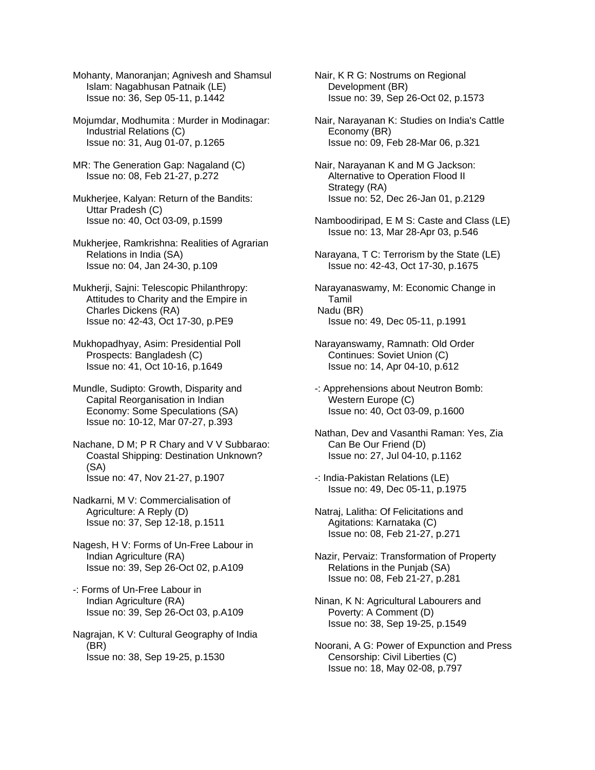Mohanty, Manoranjan; Agnivesh and Shamsul Islam: Nagabhusan Patnaik (LE)
Issue no: 36, Sep 05-11, p.1442

Mojumdar, Modhumita : Murder in Modinagar: Industrial Relations (C)
Issue no: 31, Aug 01-07, p.1265

MR: The Generation Gap: Nagaland (C)
Issue no: 08, Feb 21-27, p.272

Mukherjee, Kalyan: Return of the Bandits: Uttar Pradesh (C)
Issue no: 40, Oct 03-09, p.1599

Mukherjee, Ramkrishna: Realities of Agrarian Relations in India (SA)
Issue no: 04, Jan 24-30, p.109

Mukherji, Sajni: Telescopic Philanthropy: Attitudes to Charity and the Empire in Charles Dickens (RA)
Issue no: 42-43, Oct 17-30, p.PE9

Mukhopadhyay, Asim: Presidential Poll Prospects: Bangladesh (C)
Issue no: 41, Oct 10-16, p.1649

Mundle, Sudipto: Growth, Disparity and Capital Reorganisation in Indian Economy: Some Speculations (SA)
Issue no: 10-12, Mar 07-27, p.393

Nachane, D M; P R Chary and V V Subbarao: Coastal Shipping: Destination Unknown? (SA)
Issue no: 47, Nov 21-27, p.1907

Nadkarni, M V: Commercialisation of Agriculture: A Reply (D)
Issue no: 37, Sep 12-18, p.1511

Nagesh, H V: Forms of Un-Free Labour in Indian Agriculture (RA)
Issue no: 39, Sep 26-Oct 02, p.A109

-: Forms of Un-Free Labour in Indian Agriculture (RA)
Issue no: 39, Sep 26-Oct 03, p.A109

Nagrajan, K V: Cultural Geography of India (BR)
Issue no: 38, Sep 19-25, p.1530

Nair, K R G: Nostrums on Regional Development (BR)
Issue no: 39, Sep 26-Oct 02, p.1573

Nair, Narayanan K: Studies on India's Cattle Economy (BR)
Issue no: 09, Feb 28-Mar 06, p.321

Nair, Narayanan K and M G Jackson: Alternative to Operation Flood II Strategy (RA)
Issue no: 52, Dec 26-Jan 01, p.2129

Namboodiripad, E M S: Caste and Class (LE)
Issue no: 13, Mar 28-Apr 03, p.546

Narayana, T C: Terrorism by the State (LE)
Issue no: 42-43, Oct 17-30, p.1675

Narayanaswamy, M: Economic Change in Tamil Nadu (BR)
Issue no: 49, Dec 05-11, p.1991

Narayanswamy, Ramnath: Old Order Continues: Soviet Union (C)
Issue no: 14, Apr 04-10, p.612

-: Apprehensions about Neutron Bomb: Western Europe (C)
Issue no: 40, Oct 03-09, p.1600

Nathan, Dev and Vasanthi Raman: Yes, Zia Can Be Our Friend (D)
Issue no: 27, Jul 04-10, p.1162

-: India-Pakistan Relations (LE)
Issue no: 49, Dec 05-11, p.1975

Natraj, Lalitha: Of Felicitations and Agitations: Karnataka (C)
Issue no: 08, Feb 21-27, p.271

Nazir, Pervaiz: Transformation of Property Relations in the Punjab (SA)
Issue no: 08, Feb 21-27, p.281

Ninan, K N: Agricultural Labourers and Poverty: A Comment (D)
Issue no: 38, Sep 19-25, p.1549

Noorani, A G: Power of Expunction and Press Censorship: Civil Liberties (C)
Issue no: 18, May 02-08, p.797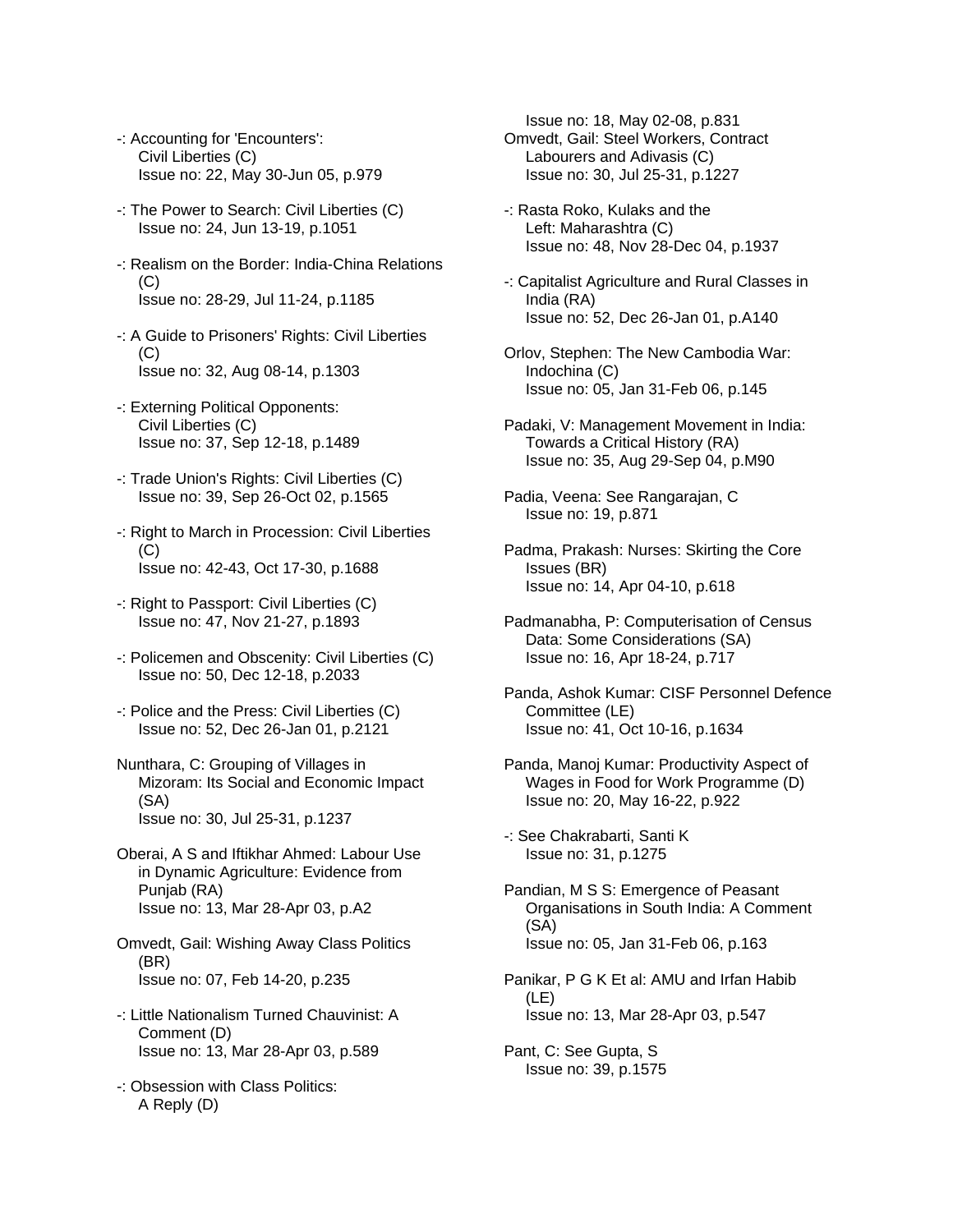-: Accounting for 'Encounters': Civil Liberties (C)
Issue no: 22, May 30-Jun 05, p.979

-: The Power to Search: Civil Liberties (C)
Issue no: 24, Jun 13-19, p.1051

-: Realism on the Border: India-China Relations (C)
Issue no: 28-29, Jul 11-24, p.1185

-: A Guide to Prisoners' Rights: Civil Liberties (C)
Issue no: 32, Aug 08-14, p.1303

-: Externing Political Opponents: Civil Liberties (C)
Issue no: 37, Sep 12-18, p.1489

-: Trade Union's Rights: Civil Liberties (C)
Issue no: 39, Sep 26-Oct 02, p.1565

-: Right to March in Procession: Civil Liberties (C)
Issue no: 42-43, Oct 17-30, p.1688

-: Right to Passport: Civil Liberties (C)
Issue no: 47, Nov 21-27, p.1893

-: Policemen and Obscenity: Civil Liberties (C)
Issue no: 50, Dec 12-18, p.2033

-: Police and the Press: Civil Liberties (C)
Issue no: 52, Dec 26-Jan 01, p.2121

Nunthara, C: Grouping of Villages in Mizoram: Its Social and Economic Impact (SA)
Issue no: 30, Jul 25-31, p.1237

Oberai, A S and Iftikhar Ahmed: Labour Use in Dynamic Agriculture: Evidence from Punjab (RA)
Issue no: 13, Mar 28-Apr 03, p.A2

Omvedt, Gail: Wishing Away Class Politics (BR)
Issue no: 07, Feb 14-20, p.235

-: Little Nationalism Turned Chauvinist: A Comment (D)
Issue no: 13, Mar 28-Apr 03, p.589

-: Obsession with Class Politics: A Reply (D)
Issue no: 18, May 02-08, p.831

Omvedt, Gail: Steel Workers, Contract Labourers and Adivasis (C)
Issue no: 30, Jul 25-31, p.1227

-: Rasta Roko, Kulaks and the Left: Maharashtra (C)
Issue no: 48, Nov 28-Dec 04, p.1937

-: Capitalist Agriculture and Rural Classes in India (RA)
Issue no: 52, Dec 26-Jan 01, p.A140

Orlov, Stephen: The New Cambodia War: Indochina (C)
Issue no: 05, Jan 31-Feb 06, p.145

Padaki, V: Management Movement in India: Towards a Critical History (RA)
Issue no: 35, Aug 29-Sep 04, p.M90

Padia, Veena: See Rangarajan, C
Issue no: 19, p.871

Padma, Prakash: Nurses: Skirting the Core Issues (BR)
Issue no: 14, Apr 04-10, p.618

Padmanabha, P: Computerisation of Census Data: Some Considerations (SA)
Issue no: 16, Apr 18-24, p.717

Panda, Ashok Kumar: CISF Personnel Defence Committee (LE)
Issue no: 41, Oct 10-16, p.1634

Panda, Manoj Kumar: Productivity Aspect of Wages in Food for Work Programme (D)
Issue no: 20, May 16-22, p.922

-: See Chakrabarti, Santi K
Issue no: 31, p.1275

Pandian, M S S: Emergence of Peasant Organisations in South India: A Comment (SA)
Issue no: 05, Jan 31-Feb 06, p.163

Panikar, P G K Et al: AMU and Irfan Habib (LE)
Issue no: 13, Mar 28-Apr 03, p.547

Pant, C: See Gupta, S
Issue no: 39, p.1575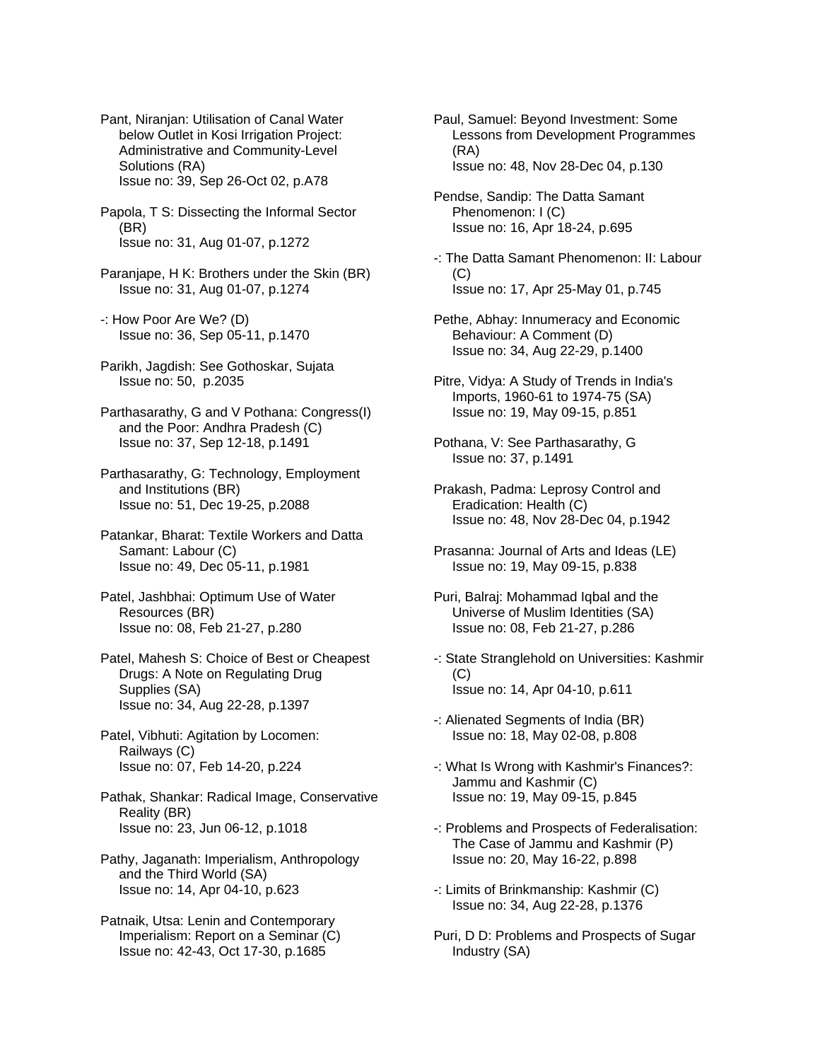Pant, Niranjan: Utilisation of Canal Water below Outlet in Kosi Irrigation Project: Administrative and Community-Level Solutions (RA)
Issue no: 39, Sep 26-Oct 02, p.A78

Papola, T S: Dissecting the Informal Sector (BR)
Issue no: 31, Aug 01-07, p.1272

Paranjape, H K: Brothers under the Skin (BR)
Issue no: 31, Aug 01-07, p.1274

-: How Poor Are We? (D)
Issue no: 36, Sep 05-11, p.1470

Parikh, Jagdish: See Gothoskar, Sujata
Issue no: 50, p.2035

Parthasarathy, G and V Pothana: Congress(I) and the Poor: Andhra Pradesh (C)
Issue no: 37, Sep 12-18, p.1491

Parthasarathy, G: Technology, Employment and Institutions (BR)
Issue no: 51, Dec 19-25, p.2088

Patankar, Bharat: Textile Workers and Datta Samant: Labour (C)
Issue no: 49, Dec 05-11, p.1981

Patel, Jashbhai: Optimum Use of Water Resources (BR)
Issue no: 08, Feb 21-27, p.280

Patel, Mahesh S: Choice of Best or Cheapest Drugs: A Note on Regulating Drug Supplies (SA)
Issue no: 34, Aug 22-28, p.1397

Patel, Vibhuti: Agitation by Locomen: Railways (C)
Issue no: 07, Feb 14-20, p.224

Pathak, Shankar: Radical Image, Conservative Reality (BR)
Issue no: 23, Jun 06-12, p.1018

Pathy, Jaganath: Imperialism, Anthropology and the Third World (SA)
Issue no: 14, Apr 04-10, p.623

Patnaik, Utsa: Lenin and Contemporary Imperialism: Report on a Seminar (C)
Issue no: 42-43, Oct 17-30, p.1685

Paul, Samuel: Beyond Investment: Some Lessons from Development Programmes (RA)
Issue no: 48, Nov 28-Dec 04, p.130

Pendse, Sandip: The Datta Samant Phenomenon: I (C)
Issue no: 16, Apr 18-24, p.695

-: The Datta Samant Phenomenon: II: Labour (C)
Issue no: 17, Apr 25-May 01, p.745

Pethe, Abhay: Innumeracy and Economic Behaviour: A Comment (D)
Issue no: 34, Aug 22-29, p.1400

Pitre, Vidya: A Study of Trends in India's Imports, 1960-61 to 1974-75 (SA)
Issue no: 19, May 09-15, p.851

Pothana, V: See Parthasarathy, G
Issue no: 37, p.1491

Prakash, Padma: Leprosy Control and Eradication: Health (C)
Issue no: 48, Nov 28-Dec 04, p.1942

Prasanna: Journal of Arts and Ideas (LE)
Issue no: 19, May 09-15, p.838

Puri, Balraj: Mohammad Iqbal and the Universe of Muslim Identities (SA)
Issue no: 08, Feb 21-27, p.286

-: State Stranglehold on Universities: Kashmir (C)
Issue no: 14, Apr 04-10, p.611

-: Alienated Segments of India (BR)
Issue no: 18, May 02-08, p.808

-: What Is Wrong with Kashmir's Finances?: Jammu and Kashmir (C)
Issue no: 19, May 09-15, p.845

-: Problems and Prospects of Federalisation: The Case of Jammu and Kashmir (P)
Issue no: 20, May 16-22, p.898

-: Limits of Brinkmanship: Kashmir (C)
Issue no: 34, Aug 22-28, p.1376

Puri, D D: Problems and Prospects of Sugar Industry (SA)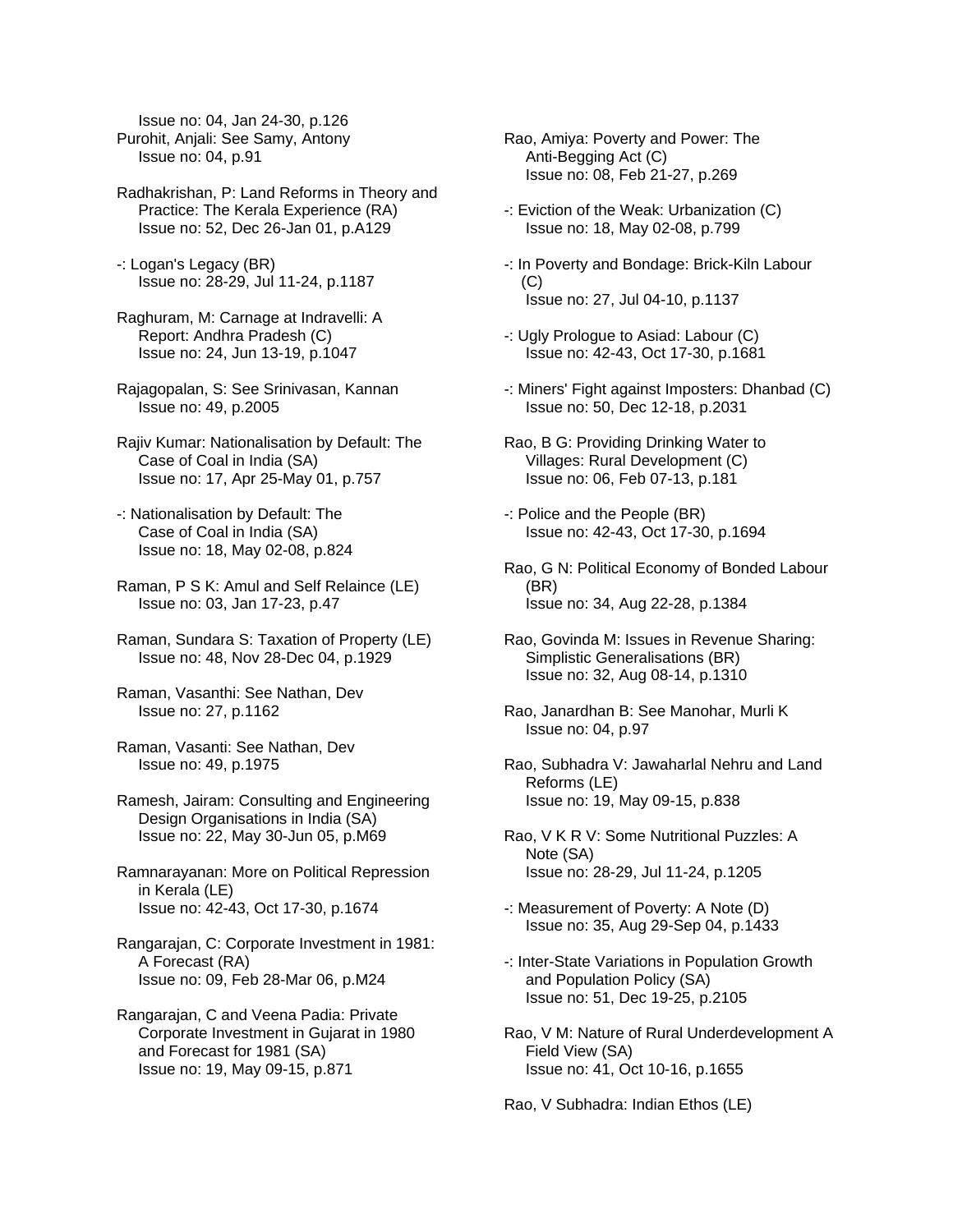Issue no: 04, Jan 24-30, p.126

Purohit, Anjali: See Samy, Antony
Issue no: 04, p.91

Radhakrishan, P: Land Reforms in Theory and Practice: The Kerala Experience (RA)
Issue no: 52, Dec 26-Jan 01, p.A129

-: Logan's Legacy (BR)
Issue no: 28-29, Jul 11-24, p.1187

Raghuram, M: Carnage at Indravelli: A Report: Andhra Pradesh (C)
Issue no: 24, Jun 13-19, p.1047

Rajagopalan, S: See Srinivasan, Kannan
Issue no: 49, p.2005

Rajiv Kumar: Nationalisation by Default: The Case of Coal in India (SA)
Issue no: 17, Apr 25-May 01, p.757

-: Nationalisation by Default: The Case of Coal in India (SA)
Issue no: 18, May 02-08, p.824

Raman, P S K: Amul and Self Relaince (LE)
Issue no: 03, Jan 17-23, p.47

Raman, Sundara S: Taxation of Property (LE)
Issue no: 48, Nov 28-Dec 04, p.1929

Raman, Vasanthi: See Nathan, Dev
Issue no: 27, p.1162

Raman, Vasanti: See Nathan, Dev
Issue no: 49, p.1975

Ramesh, Jairam: Consulting and Engineering Design Organisations in India (SA)
Issue no: 22, May 30-Jun 05, p.M69

Ramnarayanan: More on Political Repression in Kerala (LE)
Issue no: 42-43, Oct 17-30, p.1674

Rangarajan, C: Corporate Investment in 1981: A Forecast (RA)
Issue no: 09, Feb 28-Mar 06, p.M24

Rangarajan, C and Veena Padia: Private Corporate Investment in Gujarat in 1980 and Forecast for 1981 (SA)
Issue no: 19, May 09-15, p.871

Rao, Amiya: Poverty and Power: The Anti-Begging Act (C)
Issue no: 08, Feb 21-27, p.269

-: Eviction of the Weak: Urbanization (C)
Issue no: 18, May 02-08, p.799

-: In Poverty and Bondage: Brick-Kiln Labour (C)
Issue no: 27, Jul 04-10, p.1137

-: Ugly Prologue to Asiad: Labour (C)
Issue no: 42-43, Oct 17-30, p.1681

-: Miners' Fight against Imposters: Dhanbad (C)
Issue no: 50, Dec 12-18, p.2031

Rao, B G: Providing Drinking Water to Villages: Rural Development (C)
Issue no: 06, Feb 07-13, p.181

-: Police and the People (BR)
Issue no: 42-43, Oct 17-30, p.1694

Rao, G N: Political Economy of Bonded Labour (BR)
Issue no: 34, Aug 22-28, p.1384

Rao, Govinda M: Issues in Revenue Sharing: Simplistic Generalisations (BR)
Issue no: 32, Aug 08-14, p.1310

Rao, Janardhan B: See Manohar, Murli K
Issue no: 04, p.97

Rao, Subhadra V: Jawaharlal Nehru and Land Reforms (LE)
Issue no: 19, May 09-15, p.838

Rao, V K R V: Some Nutritional Puzzles: A Note (SA)
Issue no: 28-29, Jul 11-24, p.1205

-: Measurement of Poverty: A Note (D)
Issue no: 35, Aug 29-Sep 04, p.1433

-: Inter-State Variations in Population Growth and Population Policy (SA)
Issue no: 51, Dec 19-25, p.2105

Rao, V M: Nature of Rural Underdevelopment A Field View (SA)
Issue no: 41, Oct 10-16, p.1655

Rao, V Subhadra: Indian Ethos (LE)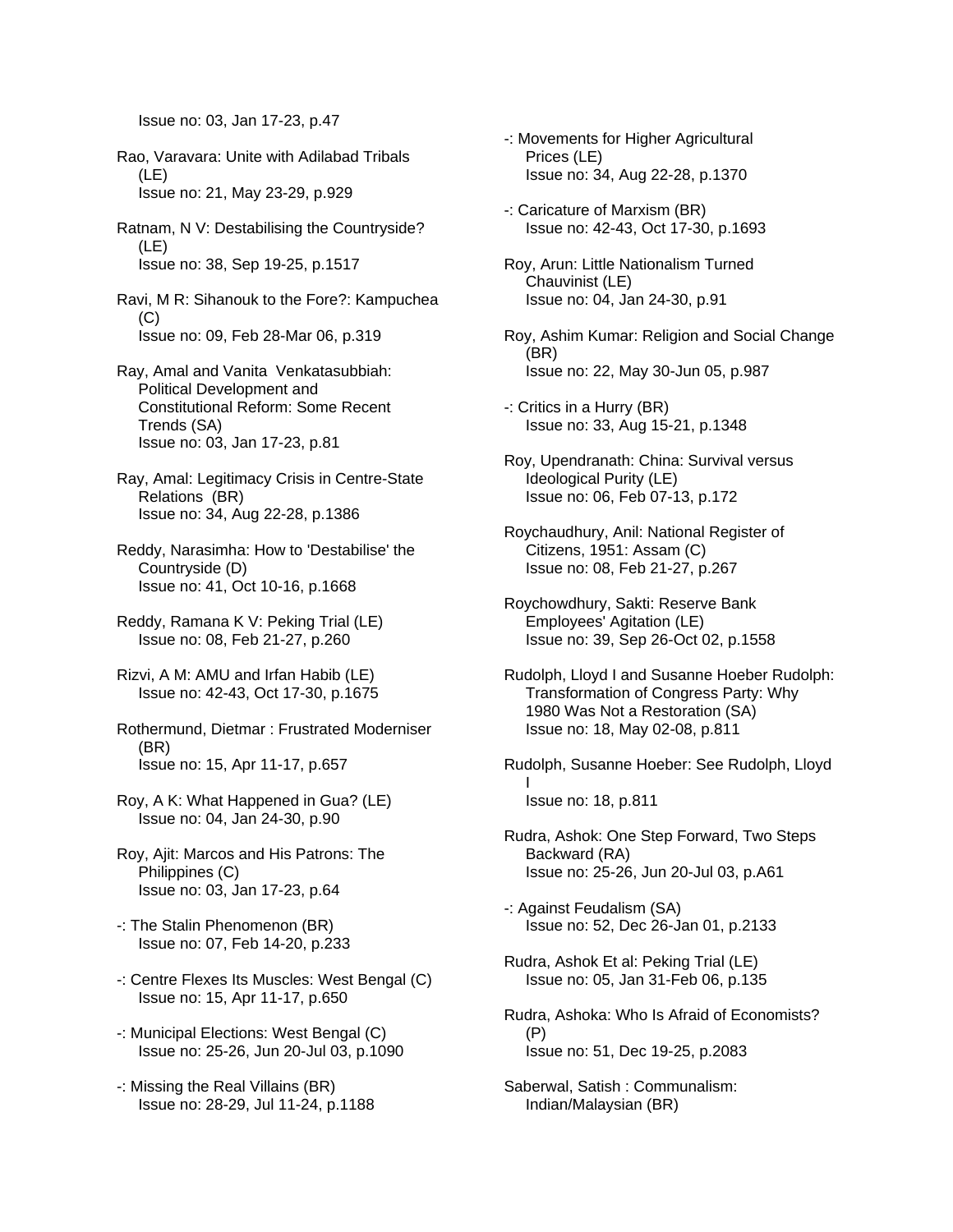Issue no: 03, Jan 17-23, p.47

Rao, Varavara: Unite with Adilabad Tribals (LE)
Issue no: 21, May 23-29, p.929

Ratnam, N V: Destabilising the Countryside? (LE)
Issue no: 38, Sep 19-25, p.1517

Ravi, M R: Sihanouk to the Fore?: Kampuchea (C)
Issue no: 09, Feb 28-Mar 06, p.319

Ray, Amal and Vanita Venkatasubbiah: Political Development and Constitutional Reform: Some Recent Trends (SA)
Issue no: 03, Jan 17-23, p.81

Ray, Amal: Legitimacy Crisis in Centre-State Relations (BR)
Issue no: 34, Aug 22-28, p.1386

Reddy, Narasimha: How to 'Destabilise' the Countryside (D)
Issue no: 41, Oct 10-16, p.1668

Reddy, Ramana K V: Peking Trial (LE)
Issue no: 08, Feb 21-27, p.260

Rizvi, A M: AMU and Irfan Habib (LE)
Issue no: 42-43, Oct 17-30, p.1675

Rothermund, Dietmar : Frustrated Moderniser (BR)
Issue no: 15, Apr 11-17, p.657

Roy, A K: What Happened in Gua? (LE)
Issue no: 04, Jan 24-30, p.90

Roy, Ajit: Marcos and His Patrons: The Philippines (C)
Issue no: 03, Jan 17-23, p.64

-: The Stalin Phenomenon (BR)
Issue no: 07, Feb 14-20, p.233

-: Centre Flexes Its Muscles: West Bengal (C)
Issue no: 15, Apr 11-17, p.650

-: Municipal Elections: West Bengal (C)
Issue no: 25-26, Jun 20-Jul 03, p.1090

-: Missing the Real Villains (BR)
Issue no: 28-29, Jul 11-24, p.1188

-: Movements for Higher Agricultural Prices (LE)
Issue no: 34, Aug 22-28, p.1370

-: Caricature of Marxism (BR)
Issue no: 42-43, Oct 17-30, p.1693

Roy, Arun: Little Nationalism Turned Chauvinist (LE)
Issue no: 04, Jan 24-30, p.91

Roy, Ashim Kumar: Religion and Social Change (BR)
Issue no: 22, May 30-Jun 05, p.987

-: Critics in a Hurry (BR)
Issue no: 33, Aug 15-21, p.1348

Roy, Upendranath: China: Survival versus Ideological Purity (LE)
Issue no: 06, Feb 07-13, p.172

Roychaudhury, Anil: National Register of Citizens, 1951: Assam (C)
Issue no: 08, Feb 21-27, p.267

Roychowdhury, Sakti: Reserve Bank Employees' Agitation (LE)
Issue no: 39, Sep 26-Oct 02, p.1558

Rudolph, Lloyd I and Susanne Hoeber Rudolph: Transformation of Congress Party: Why 1980 Was Not a Restoration (SA)
Issue no: 18, May 02-08, p.811

Rudolph, Susanne Hoeber: See Rudolph, Lloyd I
Issue no: 18, p.811

Rudra, Ashok: One Step Forward, Two Steps Backward (RA)
Issue no: 25-26, Jun 20-Jul 03, p.A61

-: Against Feudalism (SA)
Issue no: 52, Dec 26-Jan 01, p.2133

Rudra, Ashok Et al: Peking Trial (LE)
Issue no: 05, Jan 31-Feb 06, p.135

Rudra, Ashoka: Who Is Afraid of Economists? (P)
Issue no: 51, Dec 19-25, p.2083

Saberwal, Satish : Communalism: Indian/Malaysian (BR)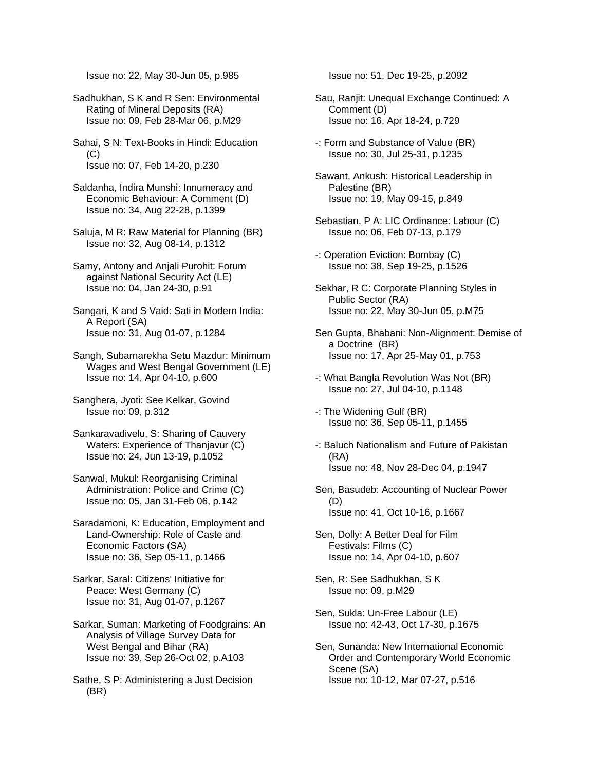Issue no: 22, May 30-Jun 05, p.985

Sadhukhan, S K and R Sen: Environmental Rating of Mineral Deposits (RA)
Issue no: 09, Feb 28-Mar 06, p.M29

Sahai, S N: Text-Books in Hindi: Education (C)
Issue no: 07, Feb 14-20, p.230

Saldanha, Indira Munshi: Innumeracy and Economic Behaviour: A Comment (D)
Issue no: 34, Aug 22-28, p.1399

Saluja, M R: Raw Material for Planning (BR)
Issue no: 32, Aug 08-14, p.1312

Samy, Antony and Anjali Purohit: Forum against National Security Act (LE)
Issue no: 04, Jan 24-30, p.91

Sangari, K and S Vaid: Sati in Modern India: A Report (SA)
Issue no: 31, Aug 01-07, p.1284

Sangh, Subarnarekha Setu Mazdur: Minimum Wages and West Bengal Government (LE)
Issue no: 14, Apr 04-10, p.600

Sanghera, Jyoti: See Kelkar, Govind
Issue no: 09, p.312

Sankaravadivelu, S: Sharing of Cauvery Waters: Experience of Thanjavur (C)
Issue no: 24, Jun 13-19, p.1052

Sanwal, Mukul: Reorganising Criminal Administration: Police and Crime (C)
Issue no: 05, Jan 31-Feb 06, p.142

Saradamoni, K: Education, Employment and Land-Ownership: Role of Caste and Economic Factors (SA)
Issue no: 36, Sep 05-11, p.1466

Sarkar, Saral: Citizens' Initiative for Peace: West Germany (C)
Issue no: 31, Aug 01-07, p.1267

Sarkar, Suman: Marketing of Foodgrains: An Analysis of Village Survey Data for West Bengal and Bihar (RA)
Issue no: 39, Sep 26-Oct 02, p.A103

Sathe, S P: Administering a Just Decision (BR)
Issue no: 51, Dec 19-25, p.2092

Sau, Ranjit: Unequal Exchange Continued: A Comment (D)
Issue no: 16, Apr 18-24, p.729

-: Form and Substance of Value (BR)
Issue no: 30, Jul 25-31, p.1235

Sawant, Ankush: Historical Leadership in Palestine (BR)
Issue no: 19, May 09-15, p.849

Sebastian, P A: LIC Ordinance: Labour (C)
Issue no: 06, Feb 07-13, p.179

-: Operation Eviction: Bombay (C)
Issue no: 38, Sep 19-25, p.1526

Sekhar, R C: Corporate Planning Styles in Public Sector (RA)
Issue no: 22, May 30-Jun 05, p.M75

Sen Gupta, Bhabani: Non-Alignment: Demise of a Doctrine (BR)
Issue no: 17, Apr 25-May 01, p.753

-: What Bangla Revolution Was Not (BR)
Issue no: 27, Jul 04-10, p.1148

-: The Widening Gulf (BR)
Issue no: 36, Sep 05-11, p.1455

-: Baluch Nationalism and Future of Pakistan (RA)
Issue no: 48, Nov 28-Dec 04, p.1947

Sen, Basudeb: Accounting of Nuclear Power (D)
Issue no: 41, Oct 10-16, p.1667

Sen, Dolly: A Better Deal for Film Festivals: Films (C)
Issue no: 14, Apr 04-10, p.607

Sen, R: See Sadhukhan, S K
Issue no: 09, p.M29

Sen, Sukla: Un-Free Labour (LE)
Issue no: 42-43, Oct 17-30, p.1675

Sen, Sunanda: New International Economic Order and Contemporary World Economic Scene (SA)
Issue no: 10-12, Mar 07-27, p.516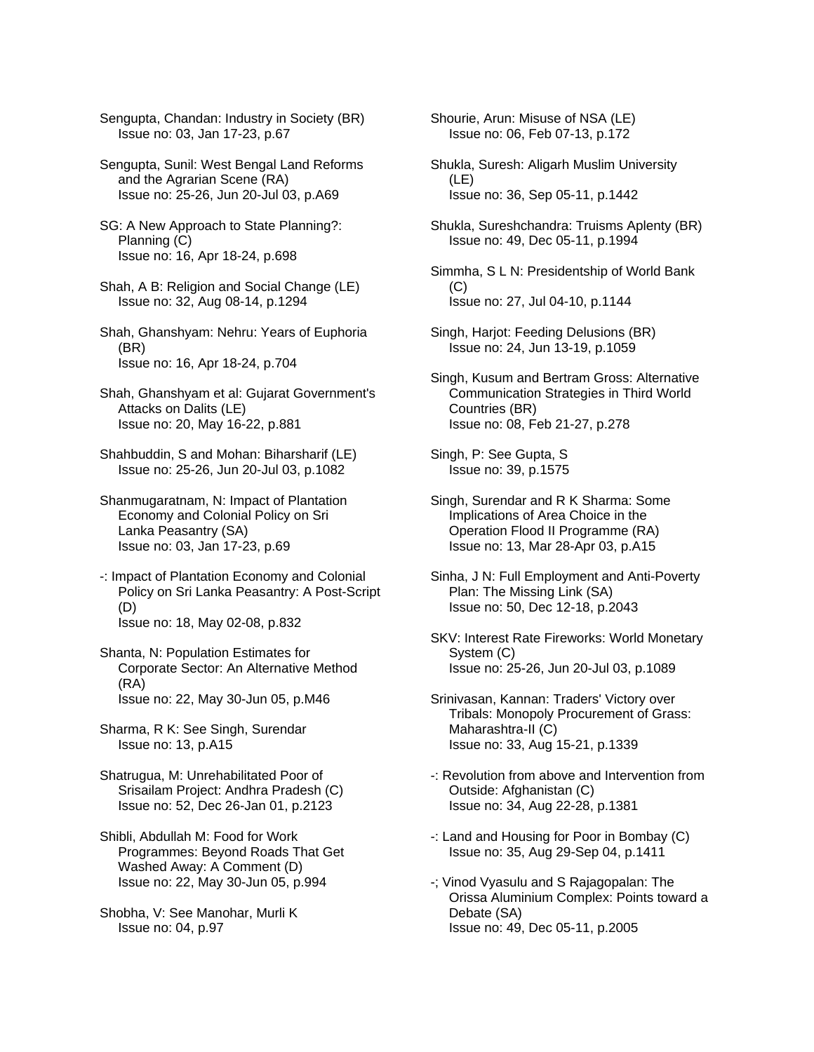Sengupta, Chandan: Industry in Society (BR)
Issue no: 03, Jan 17-23, p.67

Sengupta, Sunil: West Bengal Land Reforms and the Agrarian Scene (RA)
Issue no: 25-26, Jun 20-Jul 03, p.A69

SG: A New Approach to State Planning?: Planning (C)
Issue no: 16, Apr 18-24, p.698

Shah, A B: Religion and Social Change (LE)
Issue no: 32, Aug 08-14, p.1294

Shah, Ghanshyam: Nehru: Years of Euphoria (BR)
Issue no: 16, Apr 18-24, p.704

Shah, Ghanshyam et al: Gujarat Government's Attacks on Dalits (LE)
Issue no: 20, May 16-22, p.881

Shahbuddin, S and Mohan: Biharsharif (LE)
Issue no: 25-26, Jun 20-Jul 03, p.1082

Shanmugaratnam, N: Impact of Plantation Economy and Colonial Policy on Sri Lanka Peasantry (SA)
Issue no: 03, Jan 17-23, p.69

-: Impact of Plantation Economy and Colonial Policy on Sri Lanka Peasantry: A Post-Script (D)
Issue no: 18, May 02-08, p.832

Shanta, N: Population Estimates for Corporate Sector: An Alternative Method (RA)
Issue no: 22, May 30-Jun 05, p.M46

Sharma, R K: See Singh, Surendar
Issue no: 13, p.A15

Shatrugua, M: Unrehabilitated Poor of Srisailam Project: Andhra Pradesh (C)
Issue no: 52, Dec 26-Jan 01, p.2123

Shibli, Abdullah M: Food for Work Programmes: Beyond Roads That Get Washed Away: A Comment (D)
Issue no: 22, May 30-Jun 05, p.994

Shobha, V: See Manohar, Murli K
Issue no: 04, p.97

Shourie, Arun: Misuse of NSA (LE)
Issue no: 06, Feb 07-13, p.172

Shukla, Suresh: Aligarh Muslim University (LE)
Issue no: 36, Sep 05-11, p.1442

Shukla, Sureshchandra: Truisms Aplenty (BR)
Issue no: 49, Dec 05-11, p.1994

Simmha, S L N: Presidentship of World Bank (C)
Issue no: 27, Jul 04-10, p.1144

Singh, Harjot: Feeding Delusions (BR)
Issue no: 24, Jun 13-19, p.1059

Singh, Kusum and Bertram Gross: Alternative Communication Strategies in Third World Countries (BR)
Issue no: 08, Feb 21-27, p.278

Singh, P: See Gupta, S
Issue no: 39, p.1575

Singh, Surendar and R K Sharma: Some Implications of Area Choice in the Operation Flood II Programme (RA)
Issue no: 13, Mar 28-Apr 03, p.A15

Sinha, J N: Full Employment and Anti-Poverty Plan: The Missing Link (SA)
Issue no: 50, Dec 12-18, p.2043

SKV: Interest Rate Fireworks: World Monetary System (C)
Issue no: 25-26, Jun 20-Jul 03, p.1089

Srinivasan, Kannan: Traders' Victory over Tribals: Monopoly Procurement of Grass: Maharashtra-II (C)
Issue no: 33, Aug 15-21, p.1339

-: Revolution from above and Intervention from Outside: Afghanistan (C)
Issue no: 34, Aug 22-28, p.1381

-: Land and Housing for Poor in Bombay (C)
Issue no: 35, Aug 29-Sep 04, p.1411

-; Vinod Vyasulu and S Rajagopalan: The Orissa Aluminium Complex: Points toward a Debate (SA)
Issue no: 49, Dec 05-11, p.2005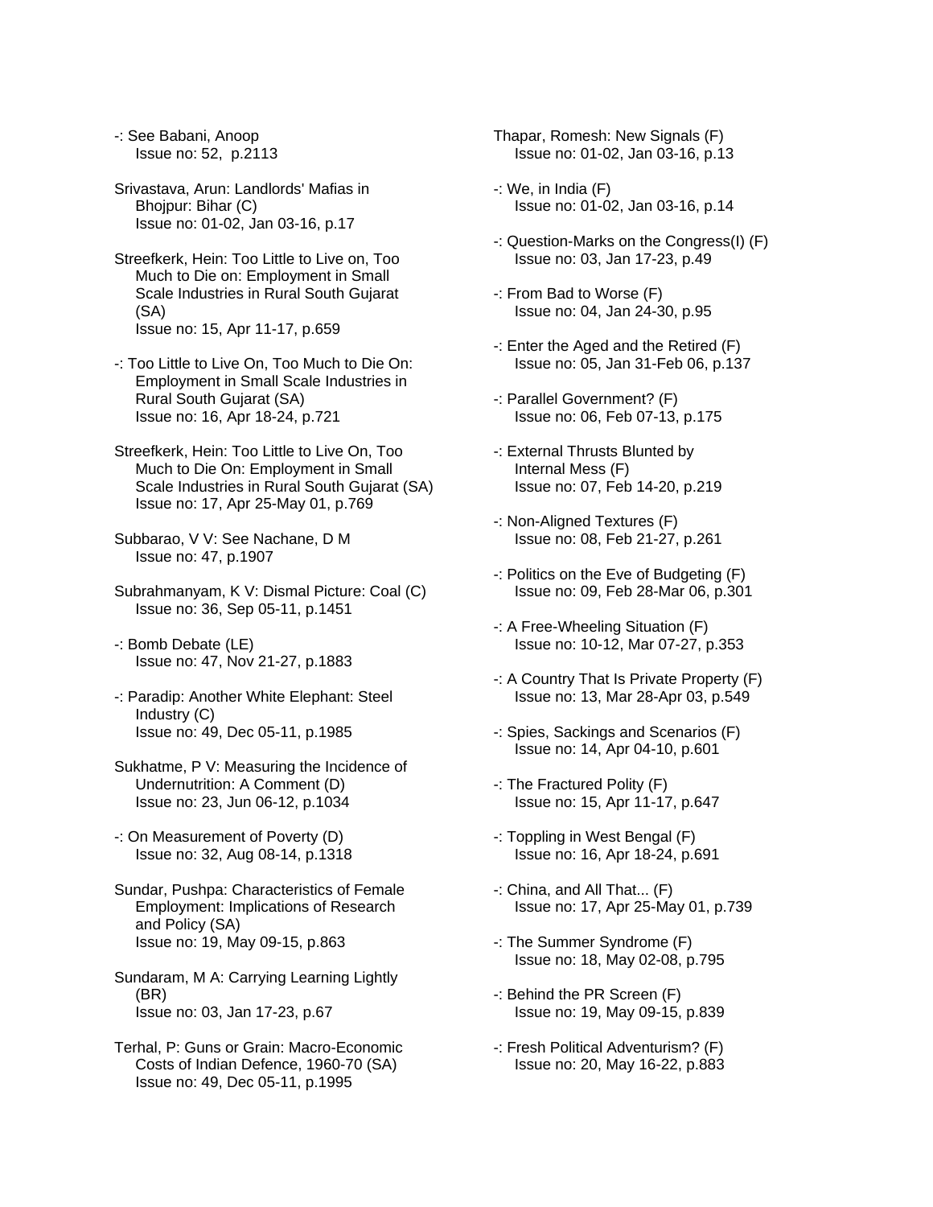-: See Babani, Anoop
  Issue no: 52, p.2113

Srivastava, Arun: Landlords' Mafias in Bhojpur: Bihar (C)
  Issue no: 01-02, Jan 03-16, p.17

Streefkerk, Hein: Too Little to Live on, Too Much to Die on: Employment in Small Scale Industries in Rural South Gujarat (SA)
  Issue no: 15, Apr 11-17, p.659

-: Too Little to Live On, Too Much to Die On: Employment in Small Scale Industries in Rural South Gujarat (SA)
  Issue no: 16, Apr 18-24, p.721

Streefkerk, Hein: Too Little to Live On, Too Much to Die On: Employment in Small Scale Industries in Rural South Gujarat (SA)
  Issue no: 17, Apr 25-May 01, p.769

Subbarao, V V: See Nachane, D M
  Issue no: 47, p.1907

Subrahmanyam, K V: Dismal Picture: Coal (C)
  Issue no: 36, Sep 05-11, p.1451

-: Bomb Debate (LE)
  Issue no: 47, Nov 21-27, p.1883

-: Paradip: Another White Elephant: Steel Industry (C)
  Issue no: 49, Dec 05-11, p.1985

Sukhatme, P V: Measuring the Incidence of Undernutrition: A Comment (D)
  Issue no: 23, Jun 06-12, p.1034

-: On Measurement of Poverty (D)
  Issue no: 32, Aug 08-14, p.1318

Sundar, Pushpa: Characteristics of Female Employment: Implications of Research and Policy (SA)
  Issue no: 19, May 09-15, p.863

Sundaram, M A: Carrying Learning Lightly (BR)
  Issue no: 03, Jan 17-23, p.67

Terhal, P: Guns or Grain: Macro-Economic Costs of Indian Defence, 1960-70 (SA)
  Issue no: 49, Dec 05-11, p.1995

Thapar, Romesh: New Signals (F)
  Issue no: 01-02, Jan 03-16, p.13

-: We, in India (F)
  Issue no: 01-02, Jan 03-16, p.14

-: Question-Marks on the Congress(I) (F)
  Issue no: 03, Jan 17-23, p.49

-: From Bad to Worse (F)
  Issue no: 04, Jan 24-30, p.95

-: Enter the Aged and the Retired (F)
  Issue no: 05, Jan 31-Feb 06, p.137

-: Parallel Government? (F)
  Issue no: 06, Feb 07-13, p.175

-: External Thrusts Blunted by Internal Mess (F)
  Issue no: 07, Feb 14-20, p.219

-: Non-Aligned Textures (F)
  Issue no: 08, Feb 21-27, p.261

-: Politics on the Eve of Budgeting (F)
  Issue no: 09, Feb 28-Mar 06, p.301

-: A Free-Wheeling Situation (F)
  Issue no: 10-12, Mar 07-27, p.353

-: A Country That Is Private Property (F)
  Issue no: 13, Mar 28-Apr 03, p.549

-: Spies, Sackings and Scenarios (F)
  Issue no: 14, Apr 04-10, p.601

-: The Fractured Polity (F)
  Issue no: 15, Apr 11-17, p.647

-: Toppling in West Bengal (F)
  Issue no: 16, Apr 18-24, p.691

-: China, and All That... (F)
  Issue no: 17, Apr 25-May 01, p.739

-: The Summer Syndrome (F)
  Issue no: 18, May 02-08, p.795

-: Behind the PR Screen (F)
  Issue no: 19, May 09-15, p.839

-: Fresh Political Adventurism? (F)
  Issue no: 20, May 16-22, p.883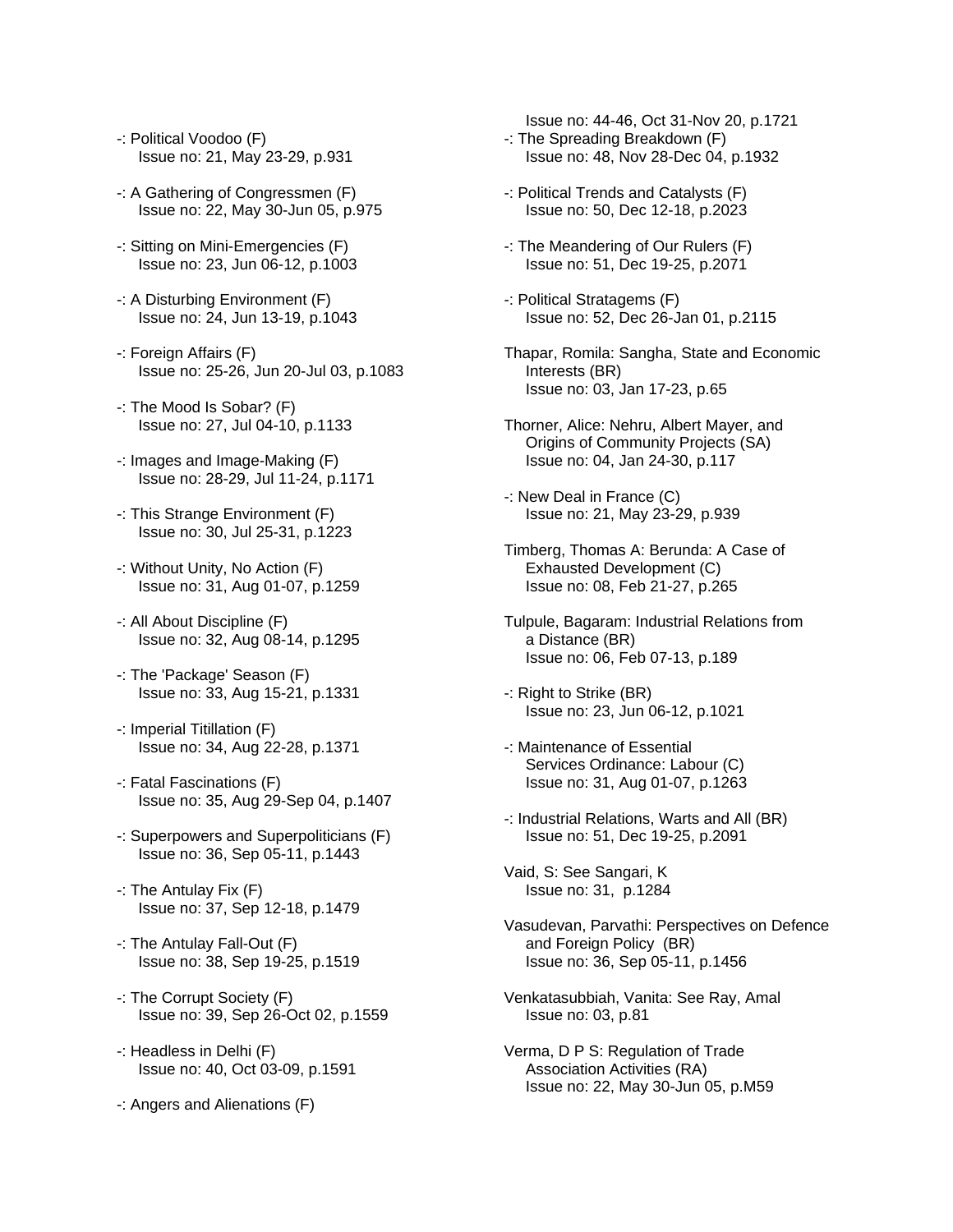-: Political Voodoo (F)
Issue no: 21, May 23-29, p.931

-: A Gathering of Congressmen (F)
Issue no: 22, May 30-Jun 05, p.975

-: Sitting on Mini-Emergencies (F)
Issue no: 23, Jun 06-12, p.1003

-: A Disturbing Environment (F)
Issue no: 24, Jun 13-19, p.1043

-: Foreign Affairs (F)
Issue no: 25-26, Jun 20-Jul 03, p.1083

-: The Mood Is Sobar? (F)
Issue no: 27, Jul 04-10, p.1133

-: Images and Image-Making (F)
Issue no: 28-29, Jul 11-24, p.1171

-: This Strange Environment (F)
Issue no: 30, Jul 25-31, p.1223

-: Without Unity, No Action (F)
Issue no: 31, Aug 01-07, p.1259

-: All About Discipline (F)
Issue no: 32, Aug 08-14, p.1295

-: The 'Package' Season (F)
Issue no: 33, Aug 15-21, p.1331

-: Imperial Titillation (F)
Issue no: 34, Aug 22-28, p.1371

-: Fatal Fascinations (F)
Issue no: 35, Aug 29-Sep 04, p.1407

-: Superpowers and Superpoliticians (F)
Issue no: 36, Sep 05-11, p.1443

-: The Antulay Fix (F)
Issue no: 37, Sep 12-18, p.1479

-: The Antulay Fall-Out (F)
Issue no: 38, Sep 19-25, p.1519

-: The Corrupt Society (F)
Issue no: 39, Sep 26-Oct 02, p.1559

-: Headless in Delhi (F)
Issue no: 40, Oct 03-09, p.1591

-: Angers and Alienations (F)
Issue no: 44-46, Oct 31-Nov 20, p.1721

-: The Spreading Breakdown (F)
Issue no: 48, Nov 28-Dec 04, p.1932

-: Political Trends and Catalysts (F)
Issue no: 50, Dec 12-18, p.2023

-: The Meandering of Our Rulers (F)
Issue no: 51, Dec 19-25, p.2071

-: Political Stratagems (F)
Issue no: 52, Dec 26-Jan 01, p.2115

Thapar, Romila: Sangha, State and Economic Interests (BR)
Issue no: 03, Jan 17-23, p.65

Thorner, Alice: Nehru, Albert Mayer, and Origins of Community Projects (SA)
Issue no: 04, Jan 24-30, p.117

-: New Deal in France (C)
Issue no: 21, May 23-29, p.939

Timberg, Thomas A: Berunda: A Case of Exhausted Development (C)
Issue no: 08, Feb 21-27, p.265

Tulpule, Bagaram: Industrial Relations from a Distance (BR)
Issue no: 06, Feb 07-13, p.189

-: Right to Strike (BR)
Issue no: 23, Jun 06-12, p.1021

-: Maintenance of Essential Services Ordinance: Labour (C)
Issue no: 31, Aug 01-07, p.1263

-: Industrial Relations, Warts and All (BR)
Issue no: 51, Dec 19-25, p.2091

Vaid, S: See Sangari, K
Issue no: 31, p.1284

Vasudevan, Parvathi: Perspectives on Defence and Foreign Policy (BR)
Issue no: 36, Sep 05-11, p.1456

Venkatasubbiah, Vanita: See Ray, Amal
Issue no: 03, p.81

Verma, D P S: Regulation of Trade Association Activities (RA)
Issue no: 22, May 30-Jun 05, p.M59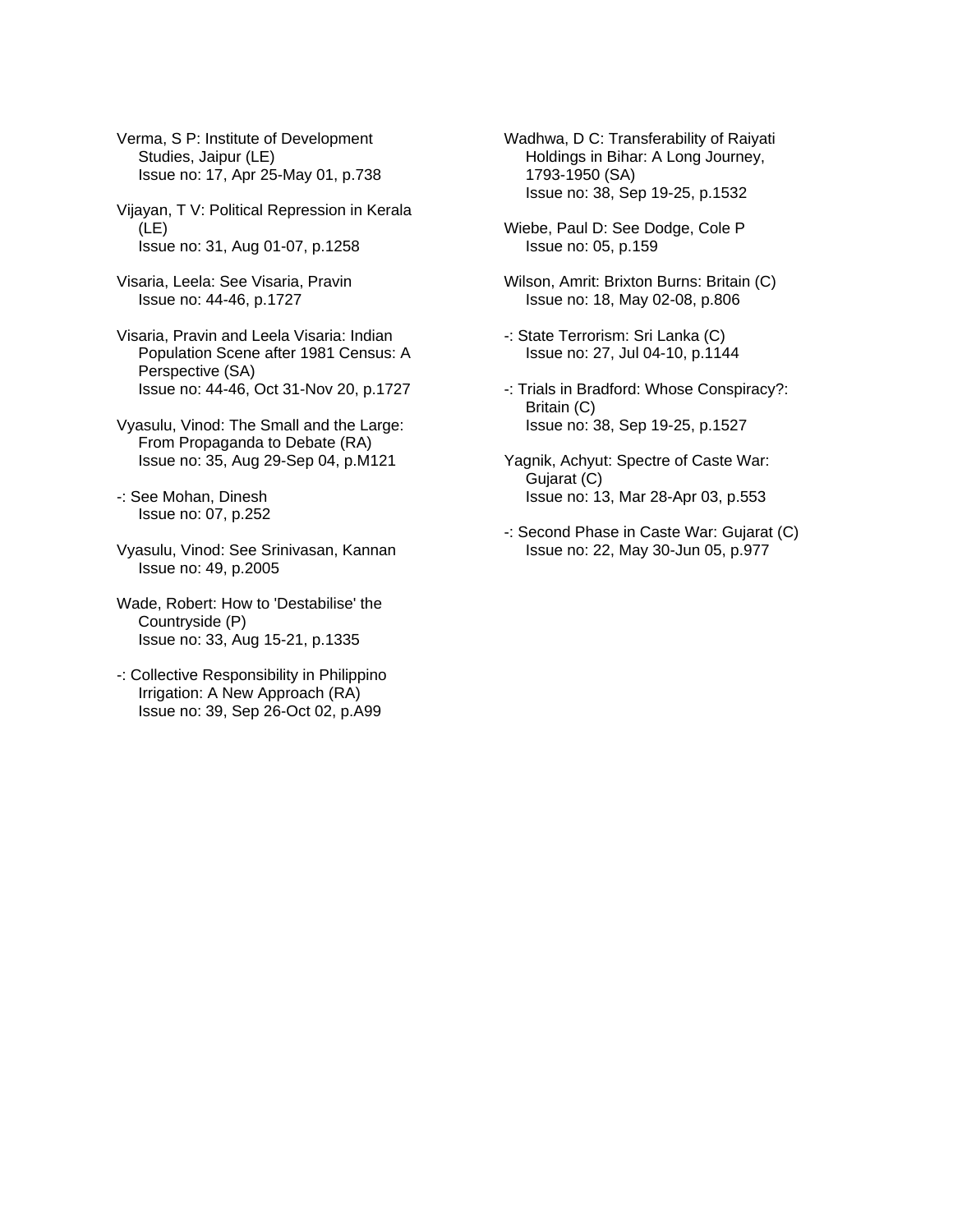Verma, S P: Institute of Development Studies, Jaipur (LE)
Issue no: 17, Apr 25-May 01, p.738

Vijayan, T V: Political Repression in Kerala (LE)
Issue no: 31, Aug 01-07, p.1258

Visaria, Leela: See Visaria, Pravin
Issue no: 44-46, p.1727

Visaria, Pravin and Leela Visaria: Indian Population Scene after 1981 Census: A Perspective (SA)
Issue no: 44-46, Oct 31-Nov 20, p.1727

Vyasulu, Vinod: The Small and the Large: From Propaganda to Debate (RA)
Issue no: 35, Aug 29-Sep 04, p.M121

-: See Mohan, Dinesh
Issue no: 07, p.252

Vyasulu, Vinod: See Srinivasan, Kannan
Issue no: 49, p.2005

Wade, Robert: How to 'Destabilise' the Countryside (P)
Issue no: 33, Aug 15-21, p.1335

-: Collective Responsibility in Philippino Irrigation: A New Approach (RA)
Issue no: 39, Sep 26-Oct 02, p.A99

Wadhwa, D C: Transferability of Raiyati Holdings in Bihar: A Long Journey, 1793-1950 (SA)
Issue no: 38, Sep 19-25, p.1532

Wiebe, Paul D: See Dodge, Cole P
Issue no: 05, p.159

Wilson, Amrit: Brixton Burns: Britain (C)
Issue no: 18, May 02-08, p.806

-: State Terrorism: Sri Lanka (C)
Issue no: 27, Jul 04-10, p.1144

-: Trials in Bradford: Whose Conspiracy?: Britain (C)
Issue no: 38, Sep 19-25, p.1527

Yagnik, Achyut: Spectre of Caste War: Gujarat (C)
Issue no: 13, Mar 28-Apr 03, p.553

-: Second Phase in Caste War: Gujarat (C)
Issue no: 22, May 30-Jun 05, p.977